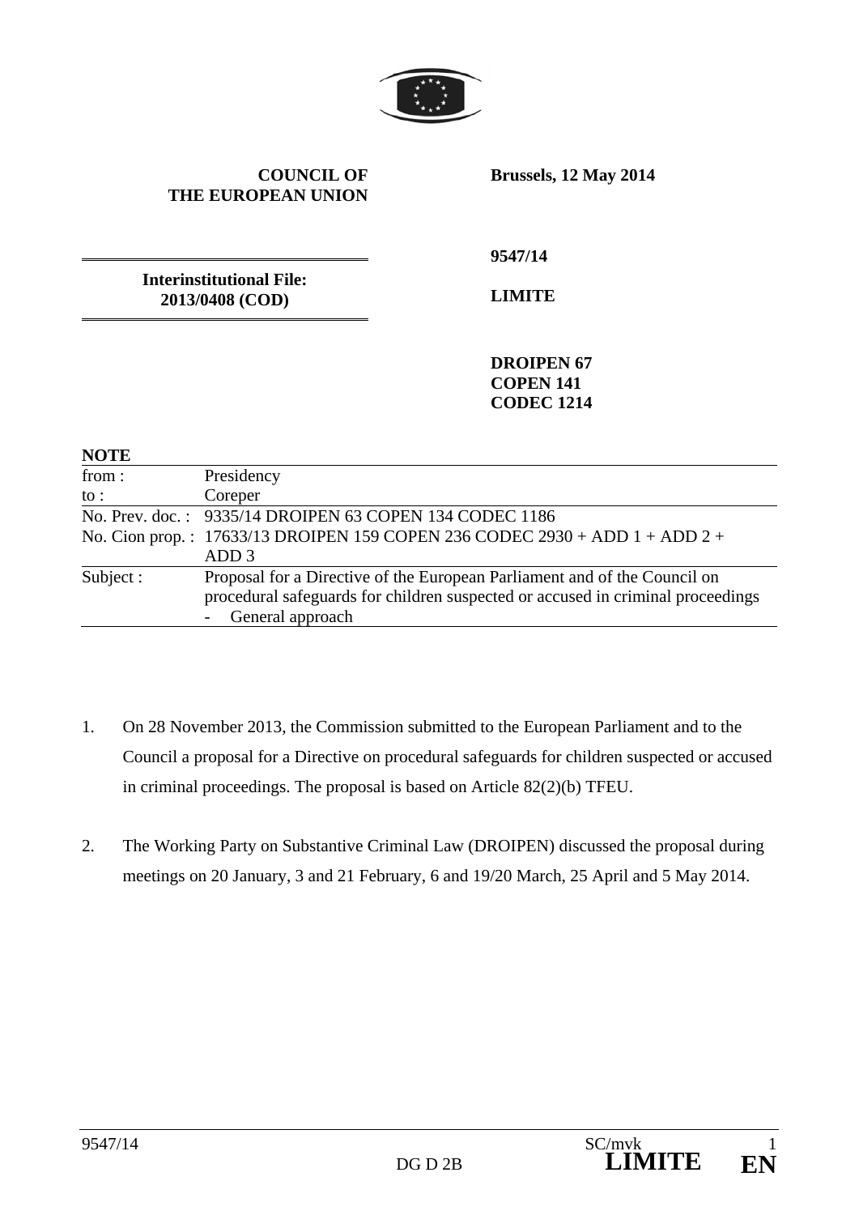**COUNCIL OF THE EUROPEAN UNION**

**Brussels, 12 May 2014**

**Interinstitutional File: 2013/0408 (COD)**

**9547/14**

**LIMITE**

**DROIPEN 67**
**COPEN 141**
**CODEC 1214**

**NOTE**

| | |
|---|---|
| from : | Presidency |
| to : | Coreper |
| No. Prev. doc. : | 9335/14 DROIPEN 63 COPEN 134 CODEC 1186 |
| No. Cion prop. : | 17633/13 DROIPEN 159 COPEN 236 CODEC 2930 + ADD 1 + ADD 2 + ADD 3 |
| Subject : | Proposal for a Directive of the European Parliament and of the Council on procedural safeguards for children suspected or accused in criminal proceedings<br>- General approach |

1. On 28 November 2013, the Commission submitted to the European Parliament and to the Council a proposal for a Directive on procedural safeguards for children suspected or accused in criminal proceedings. The proposal is based on Article 82(2)(b) TFEU.

2. The Working Party on Substantive Criminal Law (DROIPEN) discussed the proposal during meetings on 20 January, 3 and 21 February, 6 and 19/20 March, 25 April and 5 May 2014.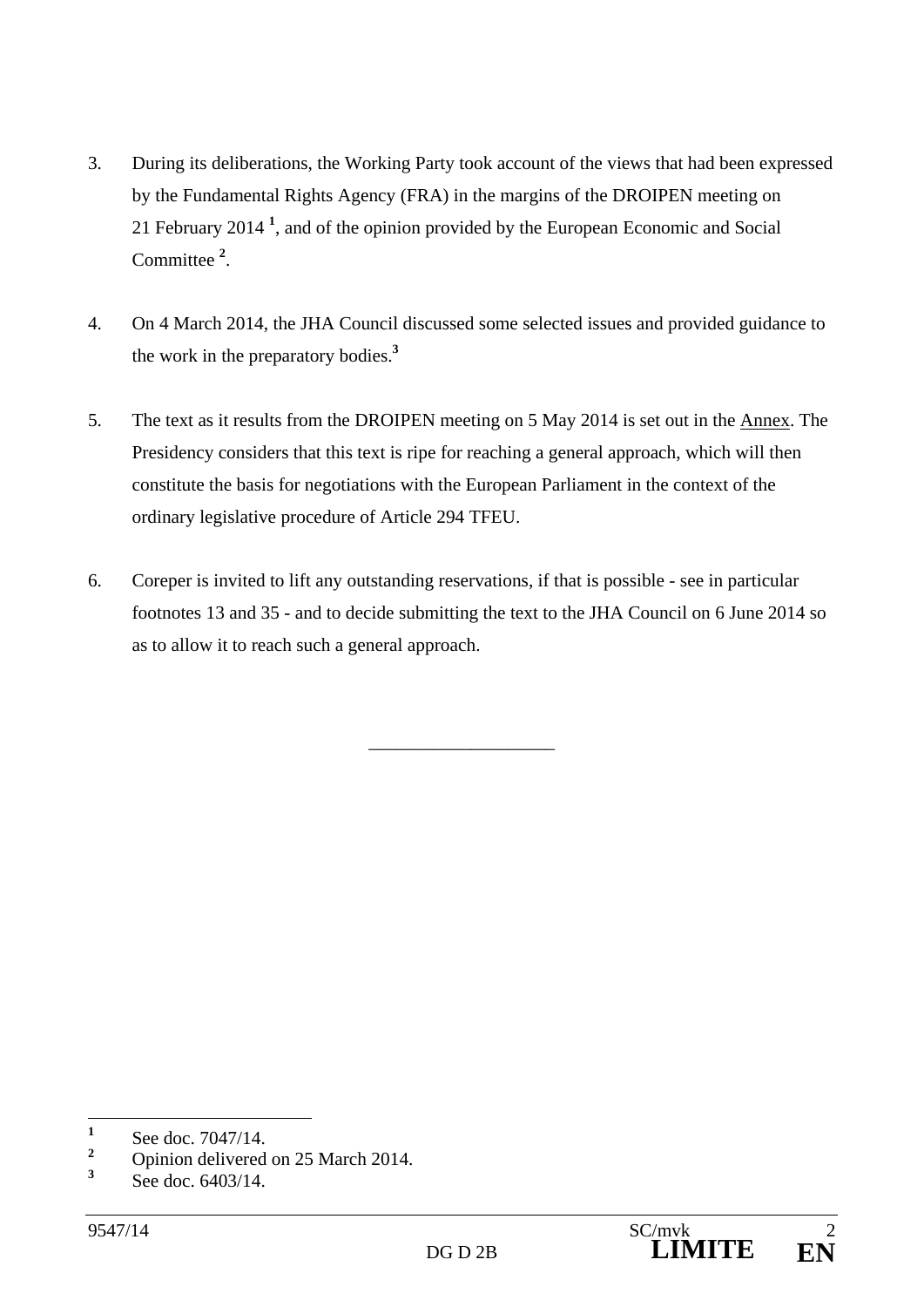3. During its deliberations, the Working Party took account of the views that had been expressed by the Fundamental Rights Agency (FRA) in the margins of the DROIPEN meeting on 21 February 2014 [1], and of the opinion provided by the European Economic and Social Committee [2].

4. On 4 March 2014, the JHA Council discussed some selected issues and provided guidance to the work in the preparatory bodies.[3]

5. The text as it results from the DROIPEN meeting on 5 May 2014 is set out in the Annex. The Presidency considers that this text is ripe for reaching a general approach, which will then constitute the basis for negotiations with the European Parliament in the context of the ordinary legislative procedure of Article 294 TFEU.

6. Coreper is invited to lift any outstanding reservations, if that is possible - see in particular footnotes 13 and 35 - and to decide submitting the text to the JHA Council on 6 June 2014 so as to allow it to reach such a general approach.

---

[1] See doc. 7047/14.

[2] Opinion delivered on 25 March 2014.

[3] See doc. 6403/14.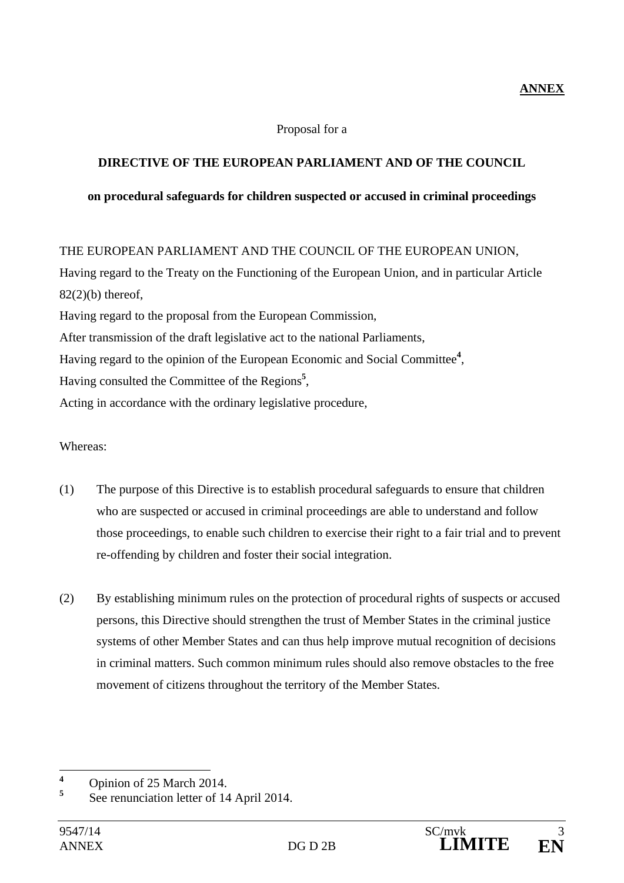**ANNEX**

Proposal for a

**DIRECTIVE OF THE EUROPEAN PARLIAMENT AND OF THE COUNCIL**

**on procedural safeguards for children suspected or accused in criminal proceedings**

THE EUROPEAN PARLIAMENT AND THE COUNCIL OF THE EUROPEAN UNION,

Having regard to the Treaty on the Functioning of the European Union, and in particular Article 82(2)(b) thereof,

Having regard to the proposal from the European Commission,

After transmission of the draft legislative act to the national Parliaments,

Having regard to the opinion of the European Economic and Social Committee[4],

Having consulted the Committee of the Regions[5],

Acting in accordance with the ordinary legislative procedure,

Whereas:

(1) The purpose of this Directive is to establish procedural safeguards to ensure that children who are suspected or accused in criminal proceedings are able to understand and follow those proceedings, to enable such children to exercise their right to a fair trial and to prevent re-offending by children and foster their social integration.

(2) By establishing minimum rules on the protection of procedural rights of suspects or accused persons, this Directive should strengthen the trust of Member States in the criminal justice systems of other Member States and can thus help improve mutual recognition of decisions in criminal matters. Such common minimum rules should also remove obstacles to the free movement of citizens throughout the territory of the Member States.

---

[4] Opinion of 25 March 2014.

[5] See renunciation letter of 14 April 2014.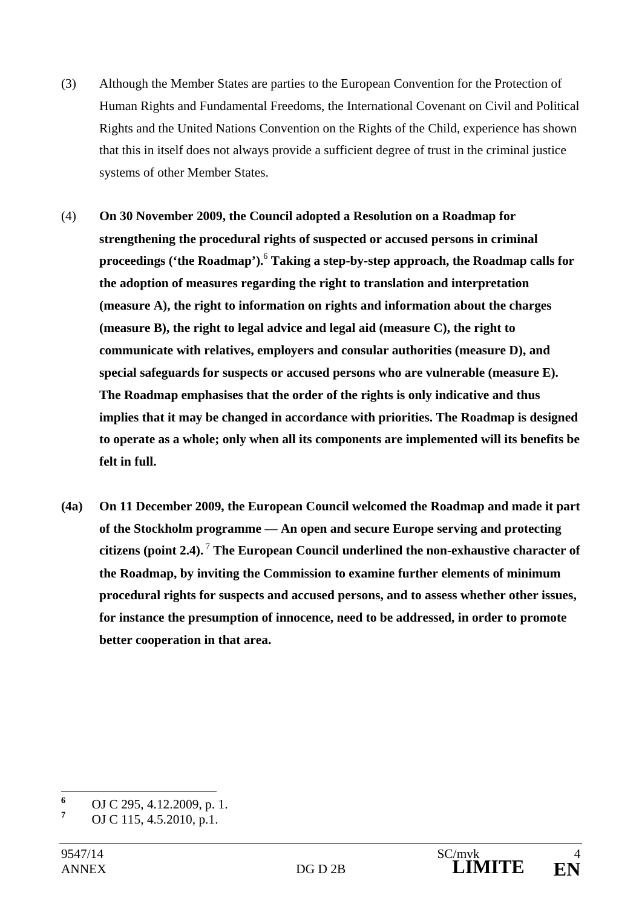(3) Although the Member States are parties to the European Convention for the Protection of Human Rights and Fundamental Freedoms, the International Covenant on Civil and Political Rights and the United Nations Convention on the Rights of the Child, experience has shown that this in itself does not always provide a sufficient degree of trust in the criminal justice systems of other Member States.

(4) **On 30 November 2009, the Council adopted a Resolution on a Roadmap for strengthening the procedural rights of suspected or accused persons in criminal proceedings ('the Roadmap').**[6] **Taking a step-by-step approach, the Roadmap calls for the adoption of measures regarding the right to translation and interpretation (measure A), the right to information on rights and information about the charges (measure B), the right to legal advice and legal aid (measure C), the right to communicate with relatives, employers and consular authorities (measure D), and special safeguards for suspects or accused persons who are vulnerable (measure E). The Roadmap emphasises that the order of the rights is only indicative and thus implies that it may be changed in accordance with priorities. The Roadmap is designed to operate as a whole; only when all its components are implemented will its benefits be felt in full.**

**(4a) On 11 December 2009, the European Council welcomed the Roadmap and made it part of the Stockholm programme — An open and secure Europe serving and protecting citizens (point 2.4).**[7] **The European Council underlined the non-exhaustive character of the Roadmap, by inviting the Commission to examine further elements of minimum procedural rights for suspects and accused persons, and to assess whether other issues, for instance the presumption of innocence, need to be addressed, in order to promote better cooperation in that area.**

---

[6] OJ C 295, 4.12.2009, p. 1.

[7] OJ C 115, 4.5.2010, p.1.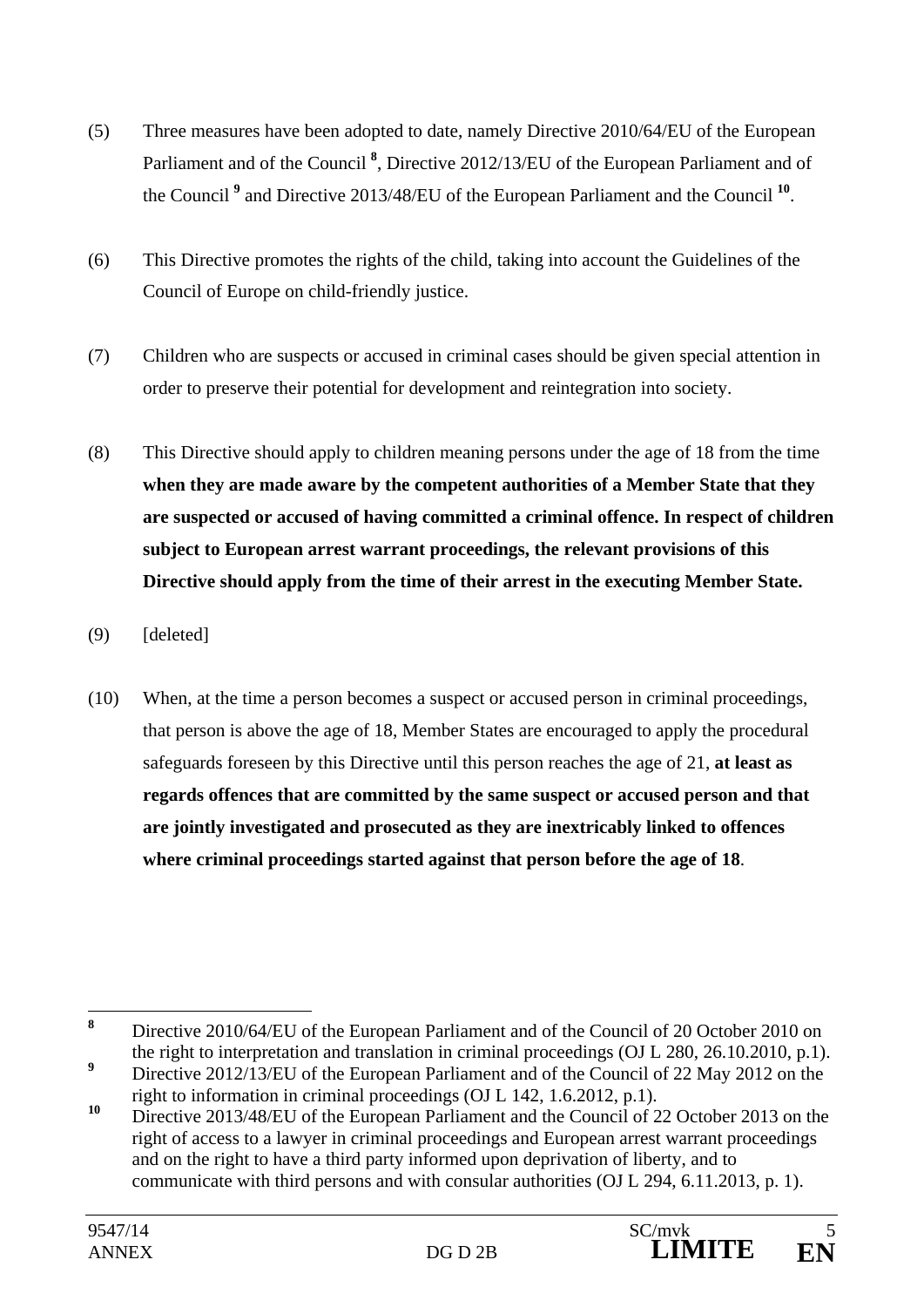(5) Three measures have been adopted to date, namely Directive 2010/64/EU of the European Parliament and of the Council [8], Directive 2012/13/EU of the European Parliament and of the Council [9] and Directive 2013/48/EU of the European Parliament and the Council [10].

(6) This Directive promotes the rights of the child, taking into account the Guidelines of the Council of Europe on child-friendly justice.

(7) Children who are suspects or accused in criminal cases should be given special attention in order to preserve their potential for development and reintegration into society.

(8) This Directive should apply to children meaning persons under the age of 18 from the time **when they are made aware by the competent authorities of a Member State that they are suspected or accused of having committed a criminal offence. In respect of children subject to European arrest warrant proceedings, the relevant provisions of this Directive should apply from the time of their arrest in the executing Member State.**

(9) [deleted]

(10) When, at the time a person becomes a suspect or accused person in criminal proceedings, that person is above the age of 18, Member States are encouraged to apply the procedural safeguards foreseen by this Directive until this person reaches the age of 21, **at least as regards offences that are committed by the same suspect or accused person and that are jointly investigated and prosecuted as they are inextricably linked to offences where criminal proceedings started against that person before the age of 18**.

---

[8] Directive 2010/64/EU of the European Parliament and of the Council of 20 October 2010 on the right to interpretation and translation in criminal proceedings (OJ L 280, 26.10.2010, p.1).

[9] Directive 2012/13/EU of the European Parliament and of the Council of 22 May 2012 on the right to information in criminal proceedings (OJ L 142, 1.6.2012, p.1).

[10] Directive 2013/48/EU of the European Parliament and the Council of 22 October 2013 on the right of access to a lawyer in criminal proceedings and European arrest warrant proceedings and on the right to have a third party informed upon deprivation of liberty, and to communicate with third persons and with consular authorities (OJ L 294, 6.11.2013, p. 1).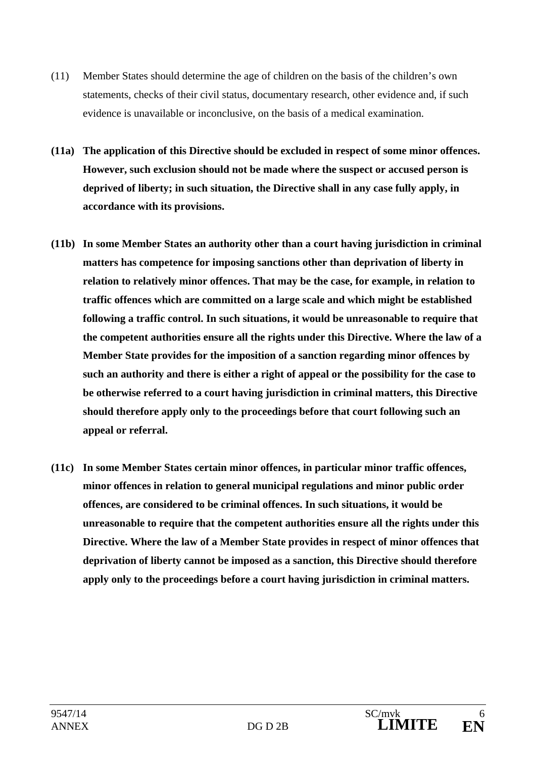(11) Member States should determine the age of children on the basis of the children's own statements, checks of their civil status, documentary research, other evidence and, if such evidence is unavailable or inconclusive, on the basis of a medical examination.

**(11a) The application of this Directive should be excluded in respect of some minor offences. However, such exclusion should not be made where the suspect or accused person is deprived of liberty; in such situation, the Directive shall in any case fully apply, in accordance with its provisions.**

**(11b) In some Member States an authority other than a court having jurisdiction in criminal matters has competence for imposing sanctions other than deprivation of liberty in relation to relatively minor offences. That may be the case, for example, in relation to traffic offences which are committed on a large scale and which might be established following a traffic control. In such situations, it would be unreasonable to require that the competent authorities ensure all the rights under this Directive. Where the law of a Member State provides for the imposition of a sanction regarding minor offences by such an authority and there is either a right of appeal or the possibility for the case to be otherwise referred to a court having jurisdiction in criminal matters, this Directive should therefore apply only to the proceedings before that court following such an appeal or referral.**

**(11c) In some Member States certain minor offences, in particular minor traffic offences, minor offences in relation to general municipal regulations and minor public order offences, are considered to be criminal offences. In such situations, it would be unreasonable to require that the competent authorities ensure all the rights under this Directive. Where the law of a Member State provides in respect of minor offences that deprivation of liberty cannot be imposed as a sanction, this Directive should therefore apply only to the proceedings before a court having jurisdiction in criminal matters.**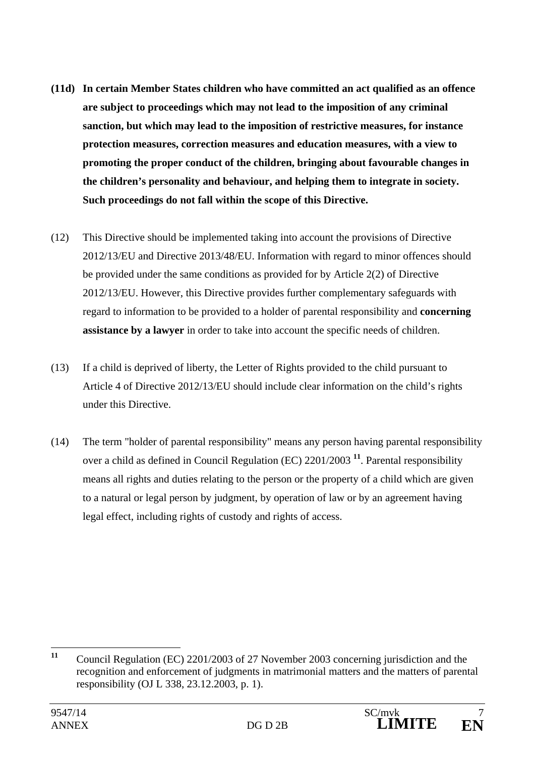**(11d) In certain Member States children who have committed an act qualified as an offence are subject to proceedings which may not lead to the imposition of any criminal sanction, but which may lead to the imposition of restrictive measures, for instance protection measures, correction measures and education measures, with a view to promoting the proper conduct of the children, bringing about favourable changes in the children's personality and behaviour, and helping them to integrate in society. Such proceedings do not fall within the scope of this Directive.**

(12) This Directive should be implemented taking into account the provisions of Directive 2012/13/EU and Directive 2013/48/EU. Information with regard to minor offences should be provided under the same conditions as provided for by Article 2(2) of Directive 2012/13/EU. However, this Directive provides further complementary safeguards with regard to information to be provided to a holder of parental responsibility and **concerning assistance by a lawyer** in order to take into account the specific needs of children.

(13) If a child is deprived of liberty, the Letter of Rights provided to the child pursuant to Article 4 of Directive 2012/13/EU should include clear information on the child's rights under this Directive.

(14) The term "holder of parental responsibility" means any person having parental responsibility over a child as defined in Council Regulation (EC) 2201/2003 [11]. Parental responsibility means all rights and duties relating to the person or the property of a child which are given to a natural or legal person by judgment, by operation of law or by an agreement having legal effect, including rights of custody and rights of access.

---

[11] Council Regulation (EC) 2201/2003 of 27 November 2003 concerning jurisdiction and the recognition and enforcement of judgments in matrimonial matters and the matters of parental responsibility (OJ L 338, 23.12.2003, p. 1).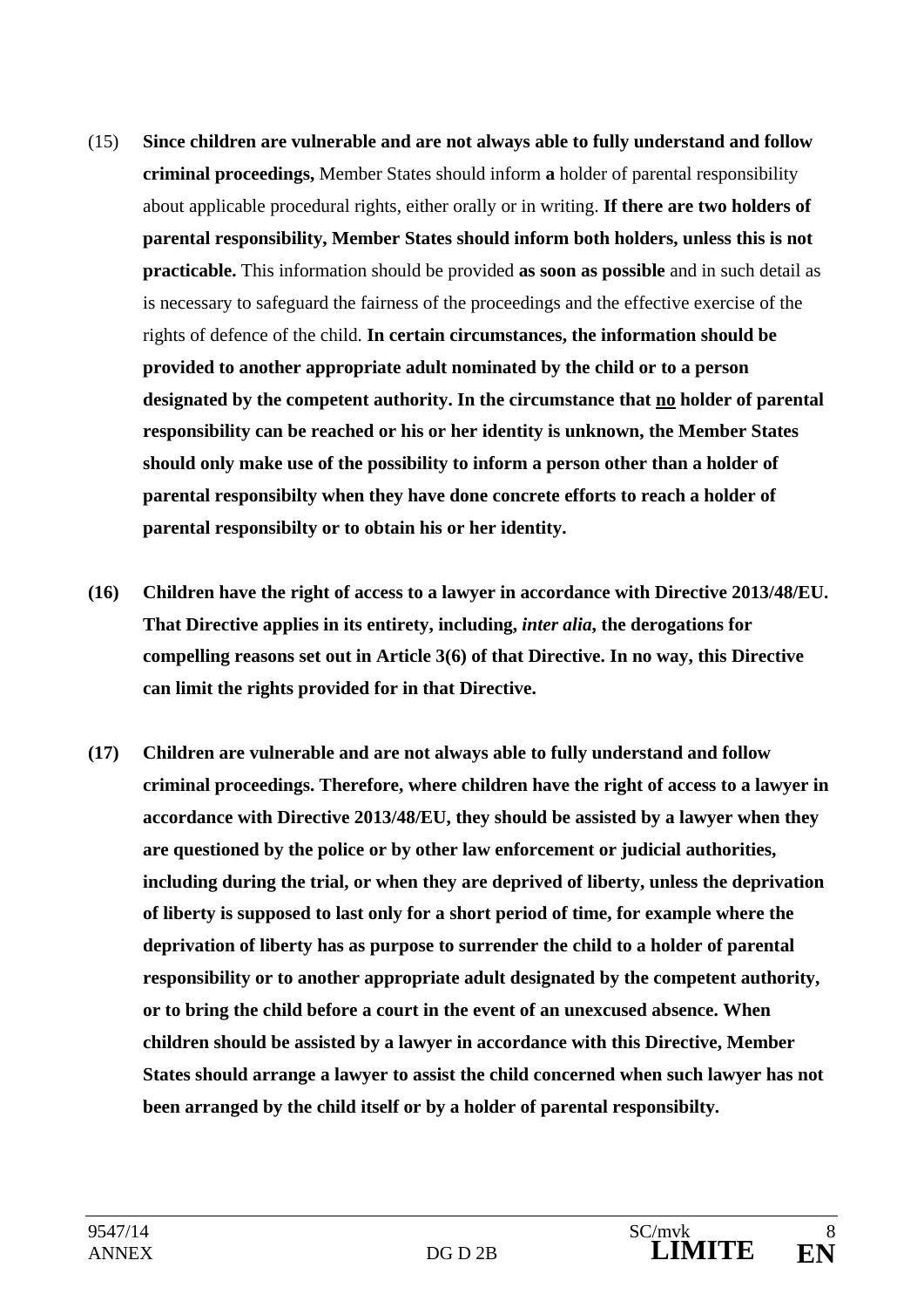(15) **Since children are vulnerable and are not always able to fully understand and follow criminal proceedings,** Member States should inform **a** holder of parental responsibility about applicable procedural rights, either orally or in writing. **If there are two holders of parental responsibility, Member States should inform both holders, unless this is not practicable.** This information should be provided **as soon as possible** and in such detail as is necessary to safeguard the fairness of the proceedings and the effective exercise of the rights of defence of the child. **In certain circumstances, the information should be provided to another appropriate adult nominated by the child or to a person designated by the competent authority. In the circumstance that <u>no</u> holder of parental responsibility can be reached or his or her identity is unknown, the Member States should only make use of the possibility to inform a person other than a holder of parental responsibilty when they have done concrete efforts to reach a holder of parental responsibilty or to obtain his or her identity.**

**(16) Children have the right of access to a lawyer in accordance with Directive 2013/48/EU. That Directive applies in its entirety, including, *inter alia*, the derogations for compelling reasons set out in Article 3(6) of that Directive. In no way, this Directive can limit the rights provided for in that Directive.**

**(17) Children are vulnerable and are not always able to fully understand and follow criminal proceedings. Therefore, where children have the right of access to a lawyer in accordance with Directive 2013/48/EU, they should be assisted by a lawyer when they are questioned by the police or by other law enforcement or judicial authorities, including during the trial, or when they are deprived of liberty, unless the deprivation of liberty is supposed to last only for a short period of time, for example where the deprivation of liberty has as purpose to surrender the child to a holder of parental responsibility or to another appropriate adult designated by the competent authority, or to bring the child before a court in the event of an unexcused absence. When children should be assisted by a lawyer in accordance with this Directive, Member States should arrange a lawyer to assist the child concerned when such lawyer has not been arranged by the child itself or by a holder of parental responsibilty.**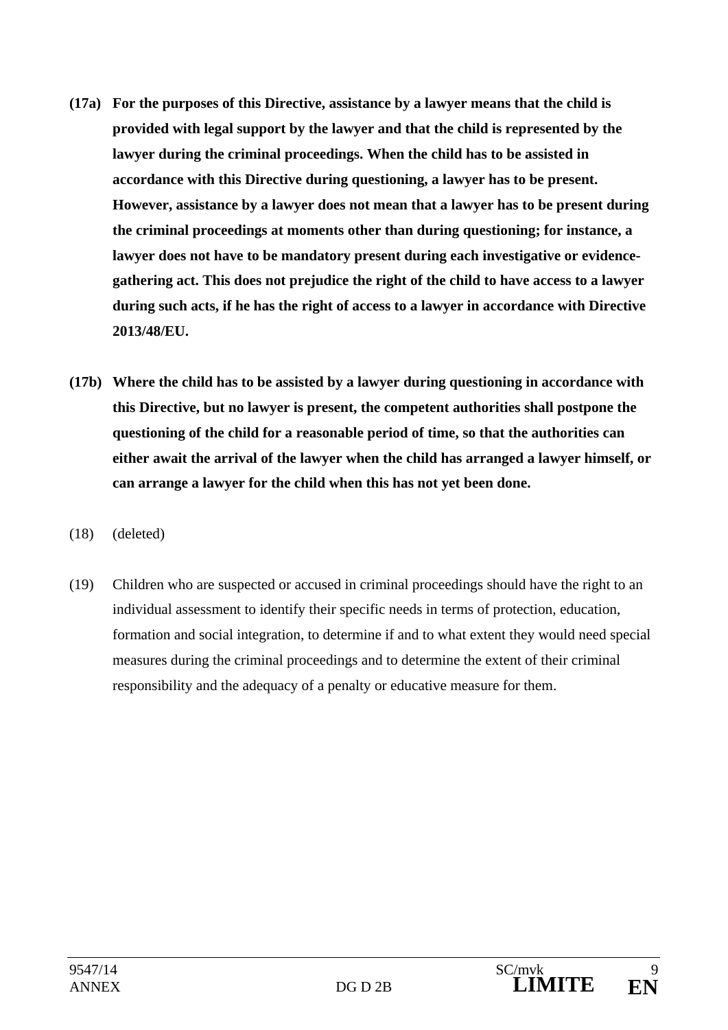**(17a) For the purposes of this Directive, assistance by a lawyer means that the child is provided with legal support by the lawyer and that the child is represented by the lawyer during the criminal proceedings. When the child has to be assisted in accordance with this Directive during questioning, a lawyer has to be present. However, assistance by a lawyer does not mean that a lawyer has to be present during the criminal proceedings at moments other than during questioning; for instance, a lawyer does not have to be mandatory present during each investigative or evidence-gathering act. This does not prejudice the right of the child to have access to a lawyer during such acts, if he has the right of access to a lawyer in accordance with Directive 2013/48/EU.**

**(17b) Where the child has to be assisted by a lawyer during questioning in accordance with this Directive, but no lawyer is present, the competent authorities shall postpone the questioning of the child for a reasonable period of time, so that the authorities can either await the arrival of the lawyer when the child has arranged a lawyer himself, or can arrange a lawyer for the child when this has not yet been done.**

(18) (deleted)

(19) Children who are suspected or accused in criminal proceedings should have the right to an individual assessment to identify their specific needs in terms of protection, education, formation and social integration, to determine if and to what extent they would need special measures during the criminal proceedings and to determine the extent of their criminal responsibility and the adequacy of a penalty or educative measure for them.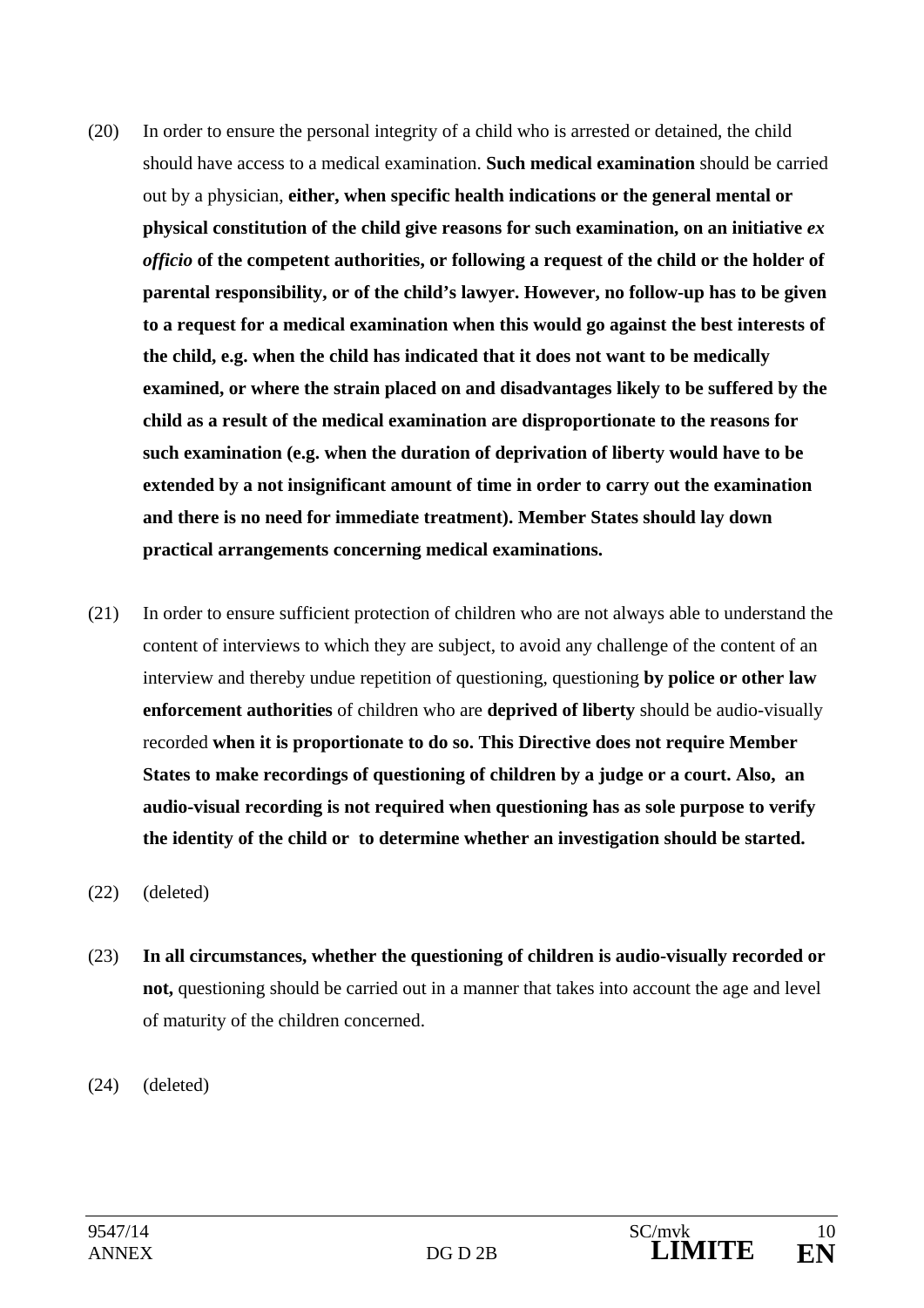(20) In order to ensure the personal integrity of a child who is arrested or detained, the child should have access to a medical examination. **Such medical examination** should be carried out by a physician, **either, when specific health indications or the general mental or physical constitution of the child give reasons for such examination, on an initiative *ex officio* of the competent authorities, or following a request of the child or the holder of parental responsibility, or of the child's lawyer. However, no follow-up has to be given to a request for a medical examination when this would go against the best interests of the child, e.g. when the child has indicated that it does not want to be medically examined, or where the strain placed on and disadvantages likely to be suffered by the child as a result of the medical examination are disproportionate to the reasons for such examination (e.g. when the duration of deprivation of liberty would have to be extended by a not insignificant amount of time in order to carry out the examination and there is no need for immediate treatment). Member States should lay down practical arrangements concerning medical examinations.**

(21) In order to ensure sufficient protection of children who are not always able to understand the content of interviews to which they are subject, to avoid any challenge of the content of an interview and thereby undue repetition of questioning, questioning **by police or other law enforcement authorities** of children who are **deprived of liberty** should be audio-visually recorded **when it is proportionate to do so. This Directive does not require Member States to make recordings of questioning of children by a judge or a court. Also, an audio-visual recording is not required when questioning has as sole purpose to verify the identity of the child or to determine whether an investigation should be started.**

(22) (deleted)

(23) **In all circumstances, whether the questioning of children is audio-visually recorded or not,** questioning should be carried out in a manner that takes into account the age and level of maturity of the children concerned.

(24) (deleted)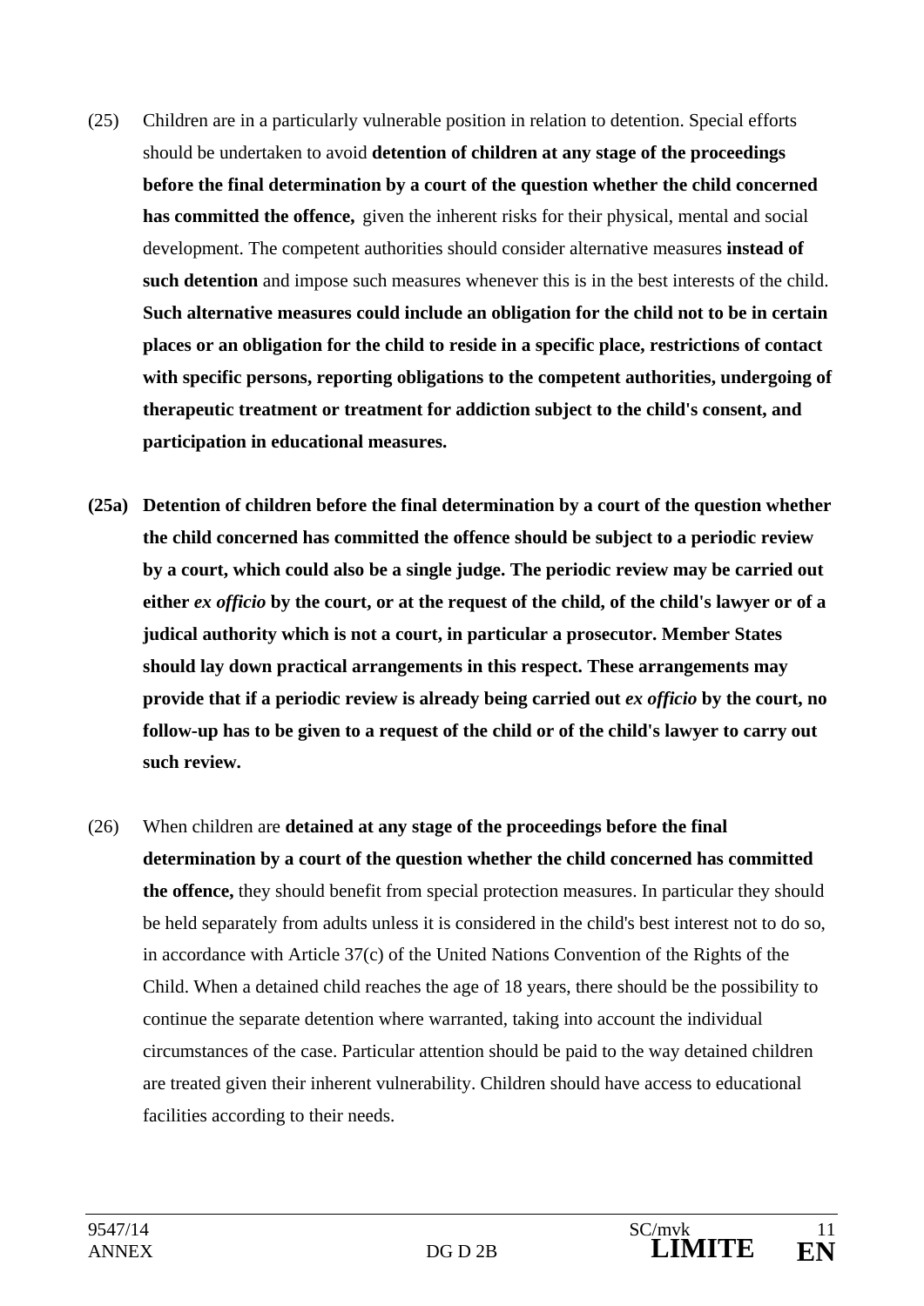(25) Children are in a particularly vulnerable position in relation to detention. Special efforts should be undertaken to avoid **detention of children at any stage of the proceedings before the final determination by a court of the question whether the child concerned has committed the offence,** given the inherent risks for their physical, mental and social development. The competent authorities should consider alternative measures **instead of such detention** and impose such measures whenever this is in the best interests of the child. **Such alternative measures could include an obligation for the child not to be in certain places or an obligation for the child to reside in a specific place, restrictions of contact with specific persons, reporting obligations to the competent authorities, undergoing of therapeutic treatment or treatment for addiction subject to the child's consent, and participation in educational measures.**

**(25a) Detention of children before the final determination by a court of the question whether the child concerned has committed the offence should be subject to a periodic review by a court, which could also be a single judge. The periodic review may be carried out either *ex officio* by the court, or at the request of the child, of the child's lawyer or of a judical authority which is not a court, in particular a prosecutor. Member States should lay down practical arrangements in this respect. These arrangements may provide that if a periodic review is already being carried out *ex officio* by the court, no follow-up has to be given to a request of the child or of the child's lawyer to carry out such review.**

(26) When children are **detained at any stage of the proceedings before the final determination by a court of the question whether the child concerned has committed the offence,** they should benefit from special protection measures. In particular they should be held separately from adults unless it is considered in the child's best interest not to do so, in accordance with Article 37(c) of the United Nations Convention of the Rights of the Child. When a detained child reaches the age of 18 years, there should be the possibility to continue the separate detention where warranted, taking into account the individual circumstances of the case. Particular attention should be paid to the way detained children are treated given their inherent vulnerability. Children should have access to educational facilities according to their needs.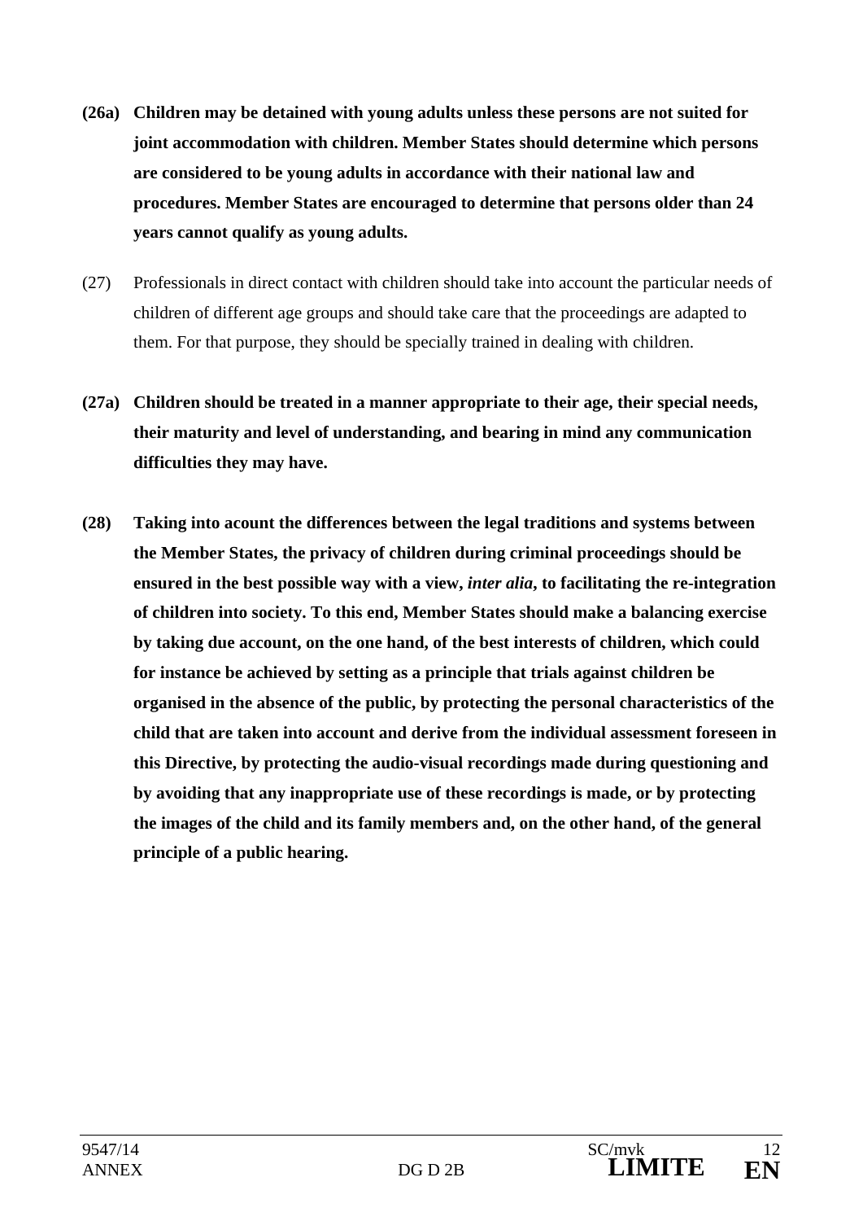**(26a) Children may be detained with young adults unless these persons are not suited for joint accommodation with children. Member States should determine which persons are considered to be young adults in accordance with their national law and procedures. Member States are encouraged to determine that persons older than 24 years cannot qualify as young adults.**

(27) Professionals in direct contact with children should take into account the particular needs of children of different age groups and should take care that the proceedings are adapted to them. For that purpose, they should be specially trained in dealing with children.

**(27a) Children should be treated in a manner appropriate to their age, their special needs, their maturity and level of understanding, and bearing in mind any communication difficulties they may have.**

**(28) Taking into acount the differences between the legal traditions and systems between the Member States, the privacy of children during criminal proceedings should be ensured in the best possible way with a view, *inter alia*, to facilitating the re-integration of children into society. To this end, Member States should make a balancing exercise by taking due account, on the one hand, of the best interests of children, which could for instance be achieved by setting as a principle that trials against children be organised in the absence of the public, by protecting the personal characteristics of the child that are taken into account and derive from the individual assessment foreseen in this Directive, by protecting the audio-visual recordings made during questioning and by avoiding that any inappropriate use of these recordings is made, or by protecting the images of the child and its family members and, on the other hand, of the general principle of a public hearing.**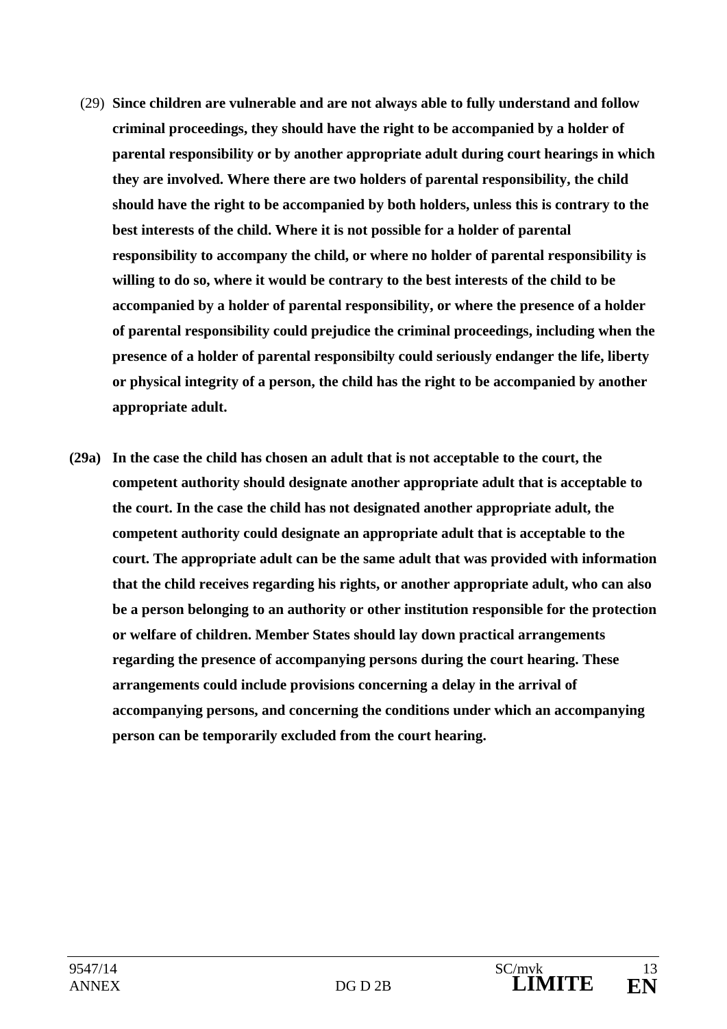(29) **Since children are vulnerable and are not always able to fully understand and follow criminal proceedings, they should have the right to be accompanied by a holder of parental responsibility or by another appropriate adult during court hearings in which they are involved. Where there are two holders of parental responsibility, the child should have the right to be accompanied by both holders, unless this is contrary to the best interests of the child. Where it is not possible for a holder of parental responsibility to accompany the child, or where no holder of parental responsibility is willing to do so, where it would be contrary to the best interests of the child to be accompanied by a holder of parental responsibility, or where the presence of a holder of parental responsibility could prejudice the criminal proceedings, including when the presence of a holder of parental responsibilty could seriously endanger the life, liberty or physical integrity of a person, the child has the right to be accompanied by another appropriate adult.**

**(29a) In the case the child has chosen an adult that is not acceptable to the court, the competent authority should designate another appropriate adult that is acceptable to the court. In the case the child has not designated another appropriate adult, the competent authority could designate an appropriate adult that is acceptable to the court. The appropriate adult can be the same adult that was provided with information that the child receives regarding his rights, or another appropriate adult, who can also be a person belonging to an authority or other institution responsible for the protection or welfare of children. Member States should lay down practical arrangements regarding the presence of accompanying persons during the court hearing. These arrangements could include provisions concerning a delay in the arrival of accompanying persons, and concerning the conditions under which an accompanying person can be temporarily excluded from the court hearing.**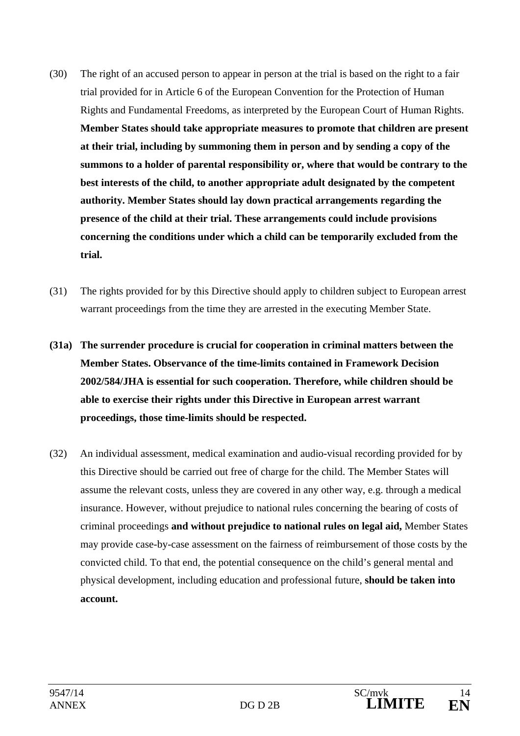(30) The right of an accused person to appear in person at the trial is based on the right to a fair trial provided for in Article 6 of the European Convention for the Protection of Human Rights and Fundamental Freedoms, as interpreted by the European Court of Human Rights. **Member States should take appropriate measures to promote that children are present at their trial, including by summoning them in person and by sending a copy of the summons to a holder of parental responsibility or, where that would be contrary to the best interests of the child, to another appropriate adult designated by the competent authority. Member States should lay down practical arrangements regarding the presence of the child at their trial. These arrangements could include provisions concerning the conditions under which a child can be temporarily excluded from the trial.**

(31) The rights provided for by this Directive should apply to children subject to European arrest warrant proceedings from the time they are arrested in the executing Member State.

**(31a) The surrender procedure is crucial for cooperation in criminal matters between the Member States. Observance of the time-limits contained in Framework Decision 2002/584/JHA is essential for such cooperation. Therefore, while children should be able to exercise their rights under this Directive in European arrest warrant proceedings, those time-limits should be respected.**

(32) An individual assessment, medical examination and audio-visual recording provided for by this Directive should be carried out free of charge for the child. The Member States will assume the relevant costs, unless they are covered in any other way, e.g. through a medical insurance. However, without prejudice to national rules concerning the bearing of costs of criminal proceedings **and without prejudice to national rules on legal aid,** Member States may provide case-by-case assessment on the fairness of reimbursement of those costs by the convicted child. To that end, the potential consequence on the child's general mental and physical development, including education and professional future, **should be taken into account.**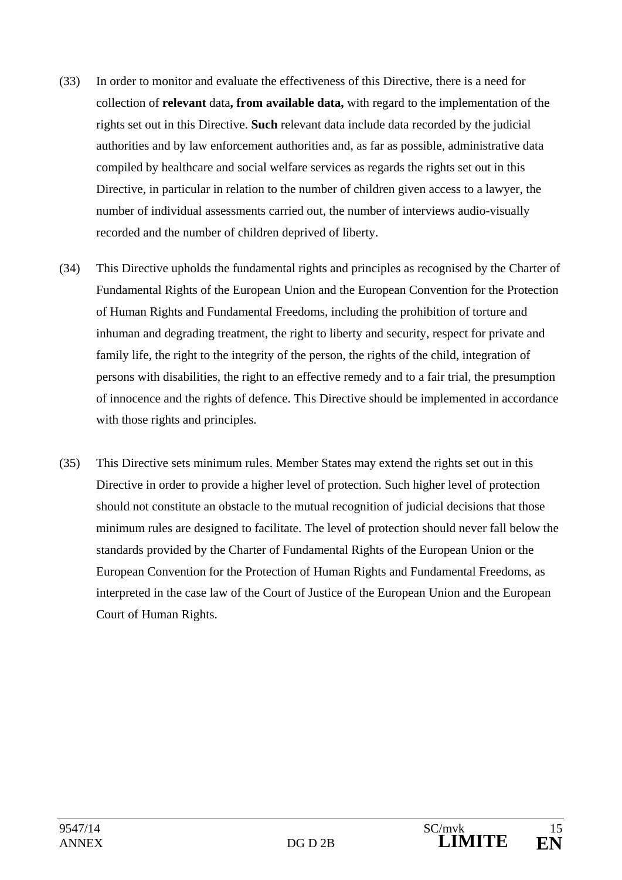(33) In order to monitor and evaluate the effectiveness of this Directive, there is a need for collection of **relevant** data**, from available data,** with regard to the implementation of the rights set out in this Directive. **Such** relevant data include data recorded by the judicial authorities and by law enforcement authorities and, as far as possible, administrative data compiled by healthcare and social welfare services as regards the rights set out in this Directive, in particular in relation to the number of children given access to a lawyer, the number of individual assessments carried out, the number of interviews audio-visually recorded and the number of children deprived of liberty.

(34) This Directive upholds the fundamental rights and principles as recognised by the Charter of Fundamental Rights of the European Union and the European Convention for the Protection of Human Rights and Fundamental Freedoms, including the prohibition of torture and inhuman and degrading treatment, the right to liberty and security, respect for private and family life, the right to the integrity of the person, the rights of the child, integration of persons with disabilities, the right to an effective remedy and to a fair trial, the presumption of innocence and the rights of defence. This Directive should be implemented in accordance with those rights and principles.

(35) This Directive sets minimum rules. Member States may extend the rights set out in this Directive in order to provide a higher level of protection. Such higher level of protection should not constitute an obstacle to the mutual recognition of judicial decisions that those minimum rules are designed to facilitate. The level of protection should never fall below the standards provided by the Charter of Fundamental Rights of the European Union or the European Convention for the Protection of Human Rights and Fundamental Freedoms, as interpreted in the case law of the Court of Justice of the European Union and the European Court of Human Rights.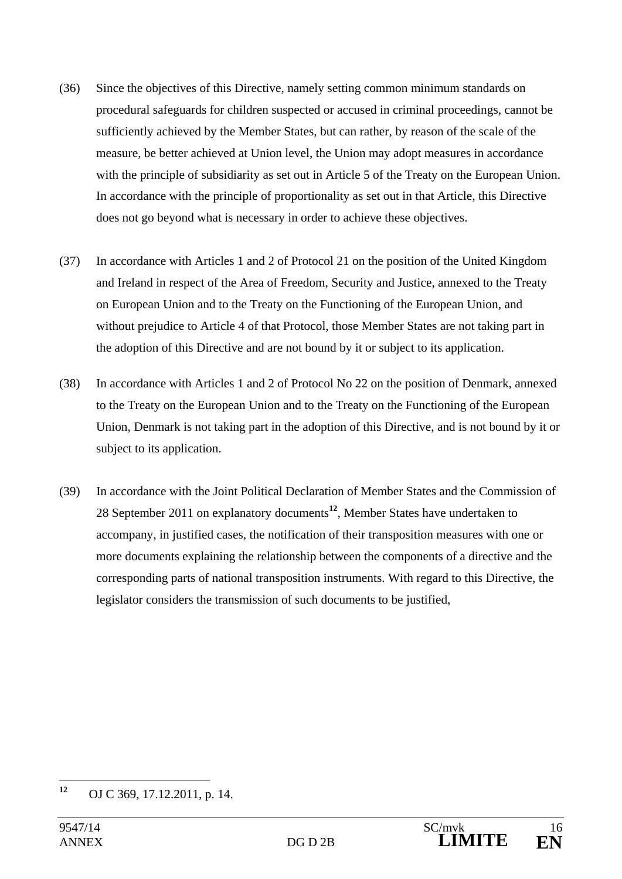(36) Since the objectives of this Directive, namely setting common minimum standards on procedural safeguards for children suspected or accused in criminal proceedings, cannot be sufficiently achieved by the Member States, but can rather, by reason of the scale of the measure, be better achieved at Union level, the Union may adopt measures in accordance with the principle of subsidiarity as set out in Article 5 of the Treaty on the European Union. In accordance with the principle of proportionality as set out in that Article, this Directive does not go beyond what is necessary in order to achieve these objectives.

(37) In accordance with Articles 1 and 2 of Protocol 21 on the position of the United Kingdom and Ireland in respect of the Area of Freedom, Security and Justice, annexed to the Treaty on European Union and to the Treaty on the Functioning of the European Union, and without prejudice to Article 4 of that Protocol, those Member States are not taking part in the adoption of this Directive and are not bound by it or subject to its application.

(38) In accordance with Articles 1 and 2 of Protocol No 22 on the position of Denmark, annexed to the Treaty on the European Union and to the Treaty on the Functioning of the European Union, Denmark is not taking part in the adoption of this Directive, and is not bound by it or subject to its application.

(39) In accordance with the Joint Political Declaration of Member States and the Commission of 28 September 2011 on explanatory documents[12], Member States have undertaken to accompany, in justified cases, the notification of their transposition measures with one or more documents explaining the relationship between the components of a directive and the corresponding parts of national transposition instruments. With regard to this Directive, the legislator considers the transmission of such documents to be justified,

[12] OJ C 369, 17.12.2011, p. 14.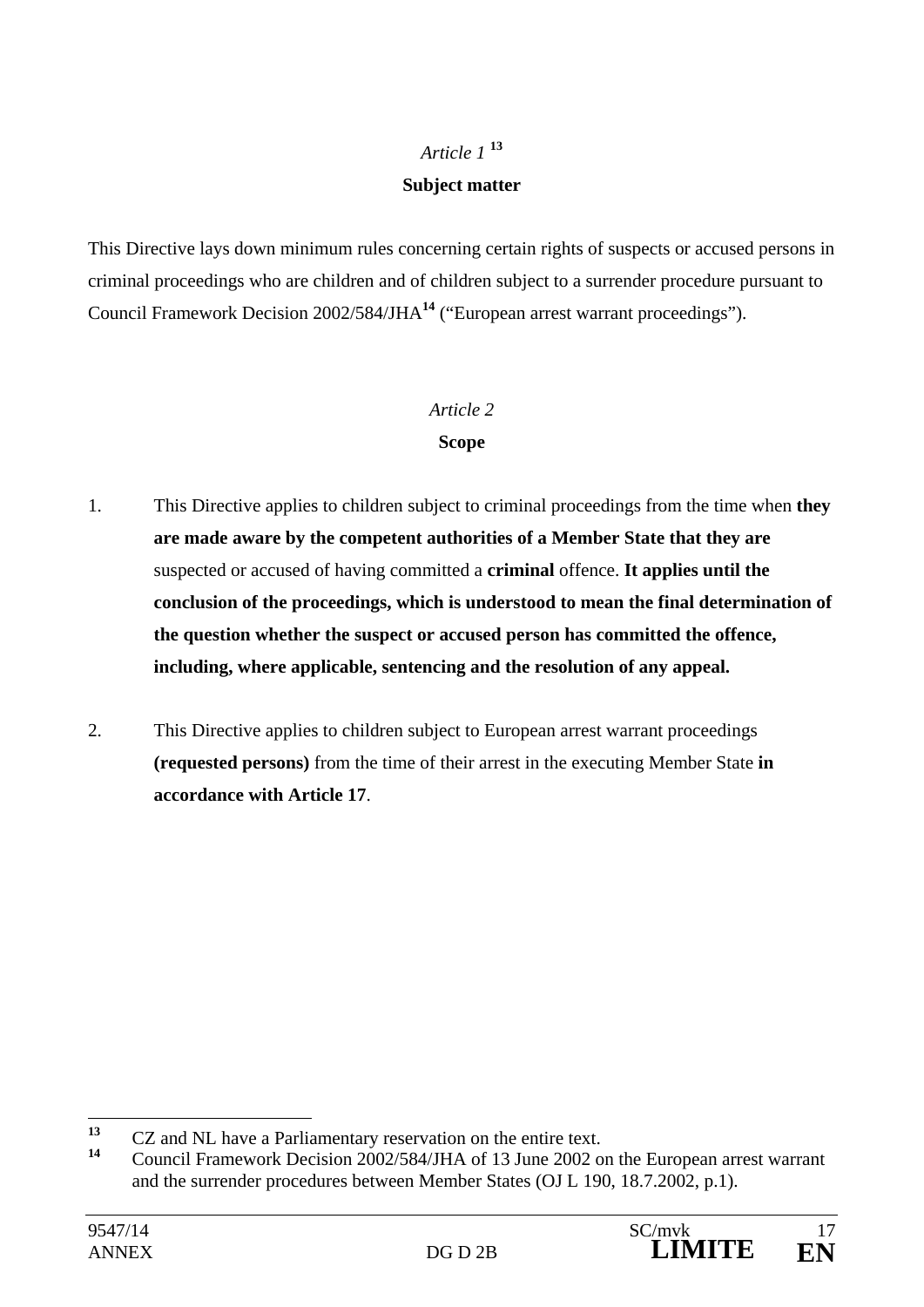*Article 1* [13]

**Subject matter**

This Directive lays down minimum rules concerning certain rights of suspects or accused persons in criminal proceedings who are children and of children subject to a surrender procedure pursuant to Council Framework Decision 2002/584/JHA[14] ("European arrest warrant proceedings").

*Article 2*

**Scope**

1. This Directive applies to children subject to criminal proceedings from the time when **they are made aware by the competent authorities of a Member State that they are** suspected or accused of having committed a **criminal** offence. **It applies until the conclusion of the proceedings, which is understood to mean the final determination of the question whether the suspect or accused person has committed the offence, including, where applicable, sentencing and the resolution of any appeal.**

2. This Directive applies to children subject to European arrest warrant proceedings **(requested persons)** from the time of their arrest in the executing Member State **in accordance with Article 17**.

---

[13] CZ and NL have a Parliamentary reservation on the entire text.

[14] Council Framework Decision 2002/584/JHA of 13 June 2002 on the European arrest warrant and the surrender procedures between Member States (OJ L 190, 18.7.2002, p.1).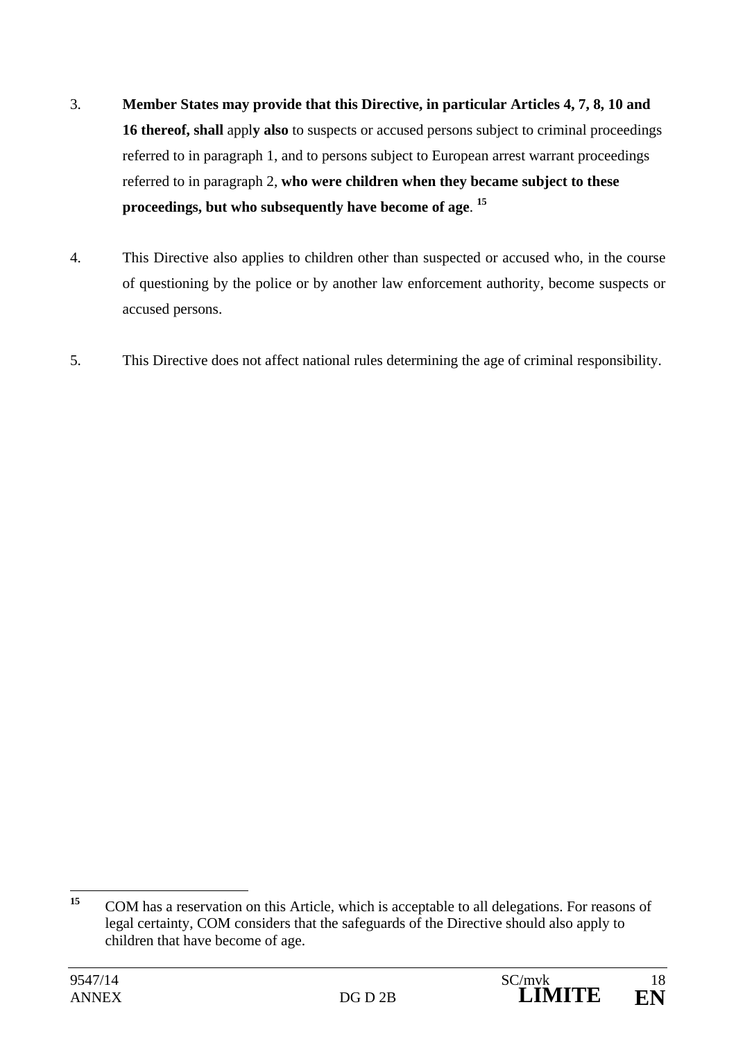3. **Member States may provide that this Directive, in particular Articles 4, 7, 8, 10 and 16 thereof, shall** appl**y also** to suspects or accused persons subject to criminal proceedings referred to in paragraph 1, and to persons subject to European arrest warrant proceedings referred to in paragraph 2, **who were children when they became subject to these proceedings, but who subsequently have become of age**. [15]

4. This Directive also applies to children other than suspected or accused who, in the course of questioning by the police or by another law enforcement authority, become suspects or accused persons.

5. This Directive does not affect national rules determining the age of criminal responsibility.

---

[15] COM has a reservation on this Article, which is acceptable to all delegations. For reasons of legal certainty, COM considers that the safeguards of the Directive should also apply to children that have become of age.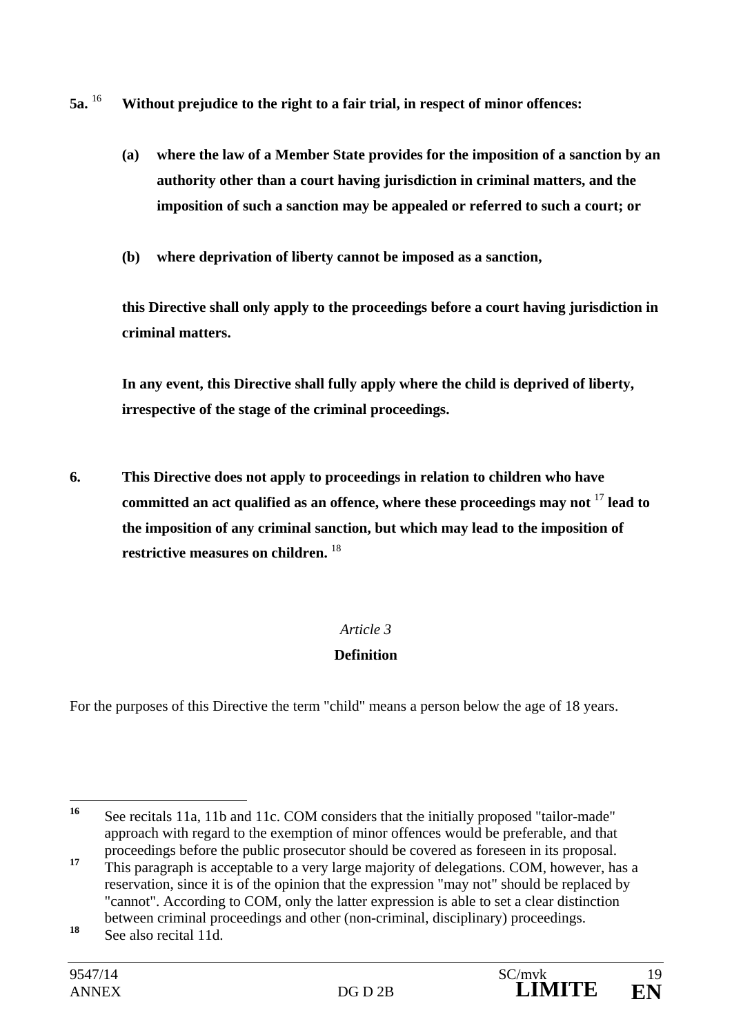**5a.** [16] **Without prejudice to the right to a fair trial, in respect of minor offences:**

**(a) where the law of a Member State provides for the imposition of a sanction by an authority other than a court having jurisdiction in criminal matters, and the imposition of such a sanction may be appealed or referred to such a court; or**

**(b) where deprivation of liberty cannot be imposed as a sanction,**

**this Directive shall only apply to the proceedings before a court having jurisdiction in criminal matters.**

**In any event, this Directive shall fully apply where the child is deprived of liberty, irrespective of the stage of the criminal proceedings.**

**6. This Directive does not apply to proceedings in relation to children who have committed an act qualified as an offence, where these proceedings may not** [17] **lead to the imposition of any criminal sanction, but which may lead to the imposition of restrictive measures on children.** [18]

*Article 3*

**Definition**

For the purposes of this Directive the term "child" means a person below the age of 18 years.

---

[16] See recitals 11a, 11b and 11c. COM considers that the initially proposed "tailor-made" approach with regard to the exemption of minor offences would be preferable, and that proceedings before the public prosecutor should be covered as foreseen in its proposal.

[17] This paragraph is acceptable to a very large majority of delegations. COM, however, has a reservation, since it is of the opinion that the expression "may not" should be replaced by "cannot". According to COM, only the latter expression is able to set a clear distinction between criminal proceedings and other (non-criminal, disciplinary) proceedings.

[18] See also recital 11d.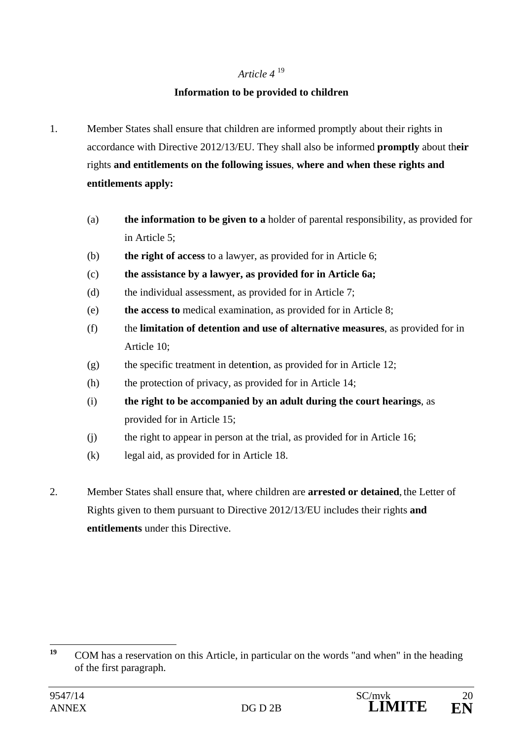*Article 4* [19]

**Information to be provided to children**

1. Member States shall ensure that children are informed promptly about their rights in accordance with Directive 2012/13/EU. They shall also be informed **promptly** about th**eir** rights **and entitlements on the following issues**, **where and when these rights and entitlements apply:**

   (a) **the information to be given to a** holder of parental responsibility, as provided for in Article 5;

   (b) **the right of access** to a lawyer, as provided for in Article 6;

   (c) **the assistance by a lawyer, as provided for in Article 6a;**

   (d) the individual assessment, as provided for in Article 7;

   (e) **the access to** medical examination, as provided for in Article 8;

   (f) the **limitation of detention and use of alternative measures**, as provided for in Article 10;

   (g) the specific treatment in detention, as provided for in Article 12;

   (h) the protection of privacy, as provided for in Article 14;

   (i) **the right to be accompanied by an adult during the court hearings**, as provided for in Article 15;

   (j) the right to appear in person at the trial, as provided for in Article 16;

   (k) legal aid, as provided for in Article 18.

2. Member States shall ensure that, where children are **arrested or detained**, the Letter of Rights given to them pursuant to Directive 2012/13/EU includes their rights **and entitlements** under this Directive.

---

[19] COM has a reservation on this Article, in particular on the words "and when" in the heading of the first paragraph.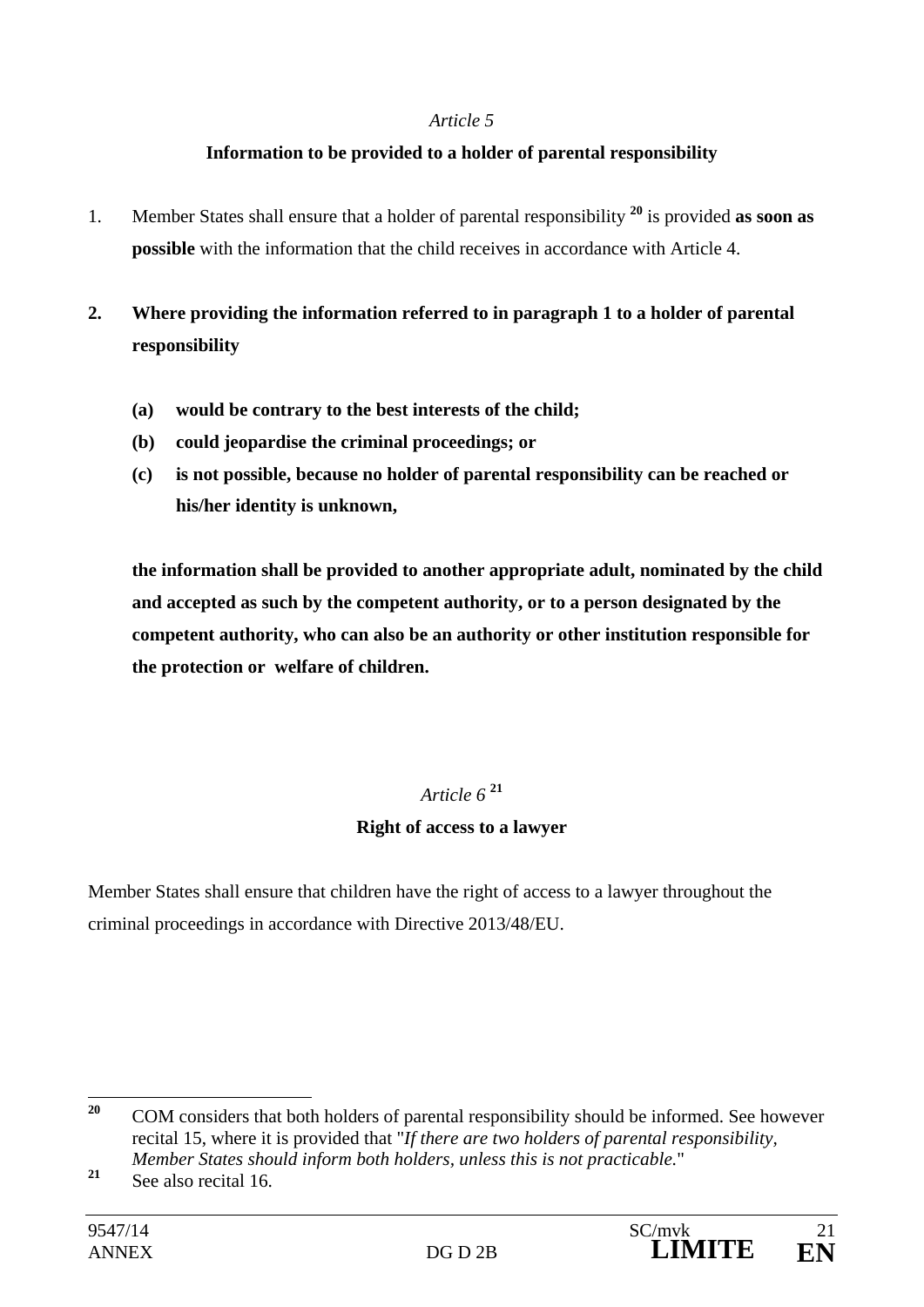*Article 5*

**Information to be provided to a holder of parental responsibility**

1. Member States shall ensure that a holder of parental responsibility [20] is provided **as soon as possible** with the information that the child receives in accordance with Article 4.

**2. Where providing the information referred to in paragraph 1 to a holder of parental responsibility**

**(a) would be contrary to the best interests of the child;**

**(b) could jeopardise the criminal proceedings; or**

**(c) is not possible, because no holder of parental responsibility can be reached or his/her identity is unknown,**

**the information shall be provided to another appropriate adult, nominated by the child and accepted as such by the competent authority, or to a person designated by the competent authority, who can also be an authority or other institution responsible for the protection or welfare of children.**

*Article 6* [21]

**Right of access to a lawyer**

Member States shall ensure that children have the right of access to a lawyer throughout the criminal proceedings in accordance with Directive 2013/48/EU.

---

[20] COM considers that both holders of parental responsibility should be informed. See however recital 15, where it is provided that "*If there are two holders of parental responsibility, Member States should inform both holders, unless this is not practicable.*"

[21] See also recital 16.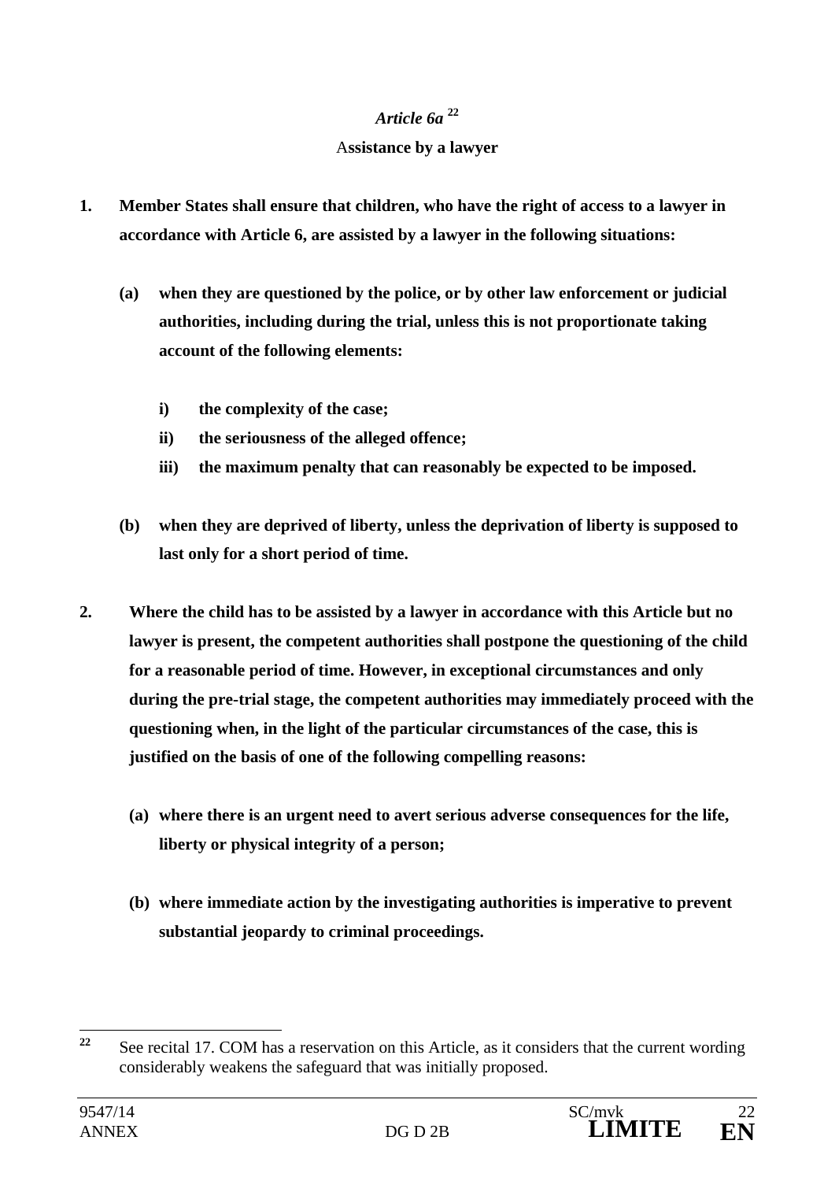*Article 6a* [22]

**Assistance by a lawyer**

1. **Member States shall ensure that children, who have the right of access to a lawyer in accordance with Article 6, are assisted by a lawyer in the following situations:**

   (a) **when they are questioned by the police, or by other law enforcement or judicial authorities, including during the trial, unless this is not proportionate taking account of the following elements:**

      i) **the complexity of the case;**

      ii) **the seriousness of the alleged offence;**

      iii) **the maximum penalty that can reasonably be expected to be imposed.**

   (b) **when they are deprived of liberty, unless the deprivation of liberty is supposed to last only for a short period of time.**

2. **Where the child has to be assisted by a lawyer in accordance with this Article but no lawyer is present, the competent authorities shall postpone the questioning of the child for a reasonable period of time. However, in exceptional circumstances and only during the pre-trial stage, the competent authorities may immediately proceed with the questioning when, in the light of the particular circumstances of the case, this is justified on the basis of one of the following compelling reasons:**

   (a) **where there is an urgent need to avert serious adverse consequences for the life, liberty or physical integrity of a person;**

   (b) **where immediate action by the investigating authorities is imperative to prevent substantial jeopardy to criminal proceedings.**

---

[22] See recital 17. COM has a reservation on this Article, as it considers that the current wording considerably weakens the safeguard that was initially proposed.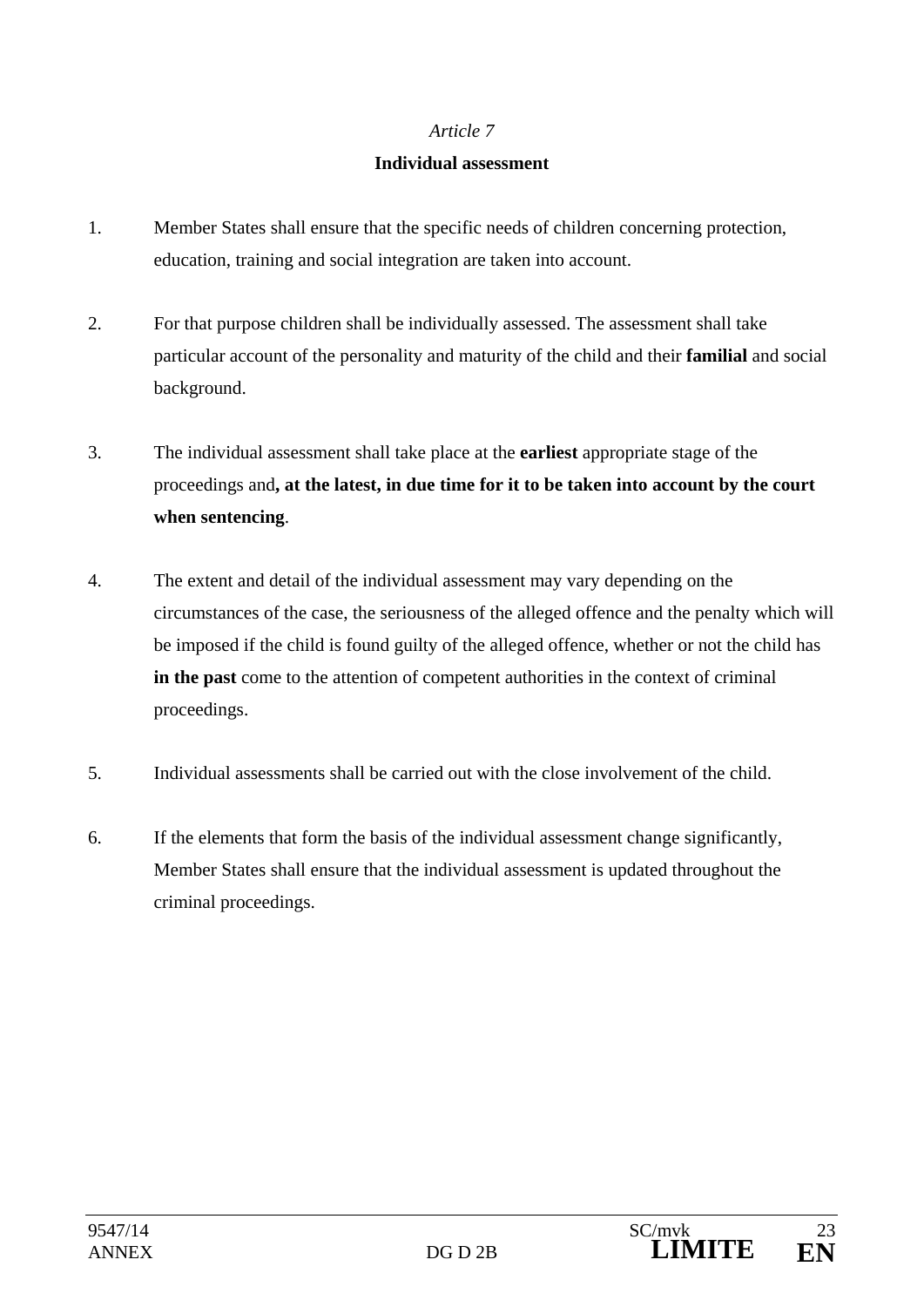*Article 7*

**Individual assessment**

1. Member States shall ensure that the specific needs of children concerning protection, education, training and social integration are taken into account.

2. For that purpose children shall be individually assessed. The assessment shall take particular account of the personality and maturity of the child and their **familial** and social background.

3. The individual assessment shall take place at the **earliest** appropriate stage of the proceedings and**, at the latest, in due time for it to be taken into account by the court when sentencing**.

4. The extent and detail of the individual assessment may vary depending on the circumstances of the case, the seriousness of the alleged offence and the penalty which will be imposed if the child is found guilty of the alleged offence, whether or not the child has **in the past** come to the attention of competent authorities in the context of criminal proceedings.

5. Individual assessments shall be carried out with the close involvement of the child.

6. If the elements that form the basis of the individual assessment change significantly, Member States shall ensure that the individual assessment is updated throughout the criminal proceedings.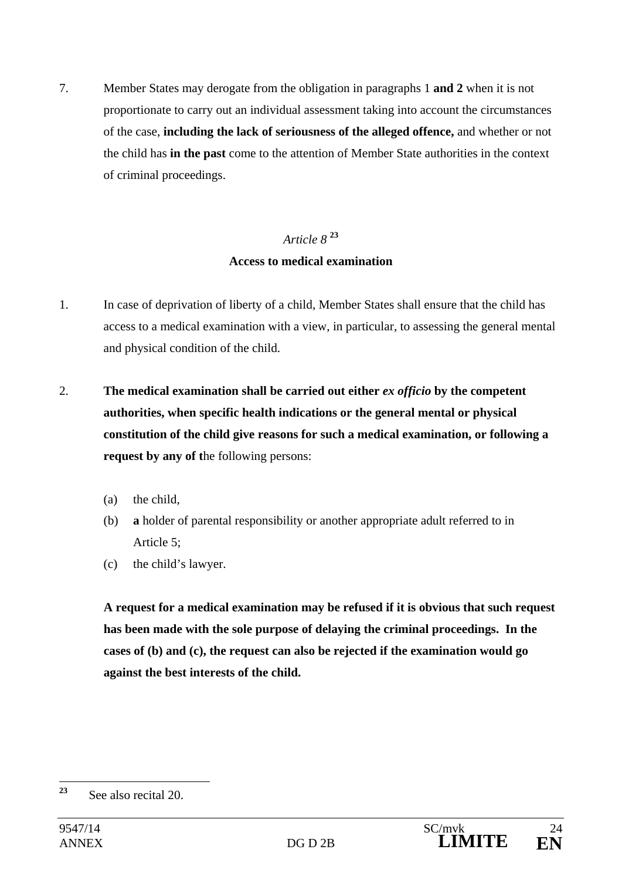7. Member States may derogate from the obligation in paragraphs 1 **and 2** when it is not proportionate to carry out an individual assessment taking into account the circumstances of the case, **including the lack of seriousness of the alleged offence,** and whether or not the child has **in the past** come to the attention of Member State authorities in the context of criminal proceedings.

*Article 8* [23]

**Access to medical examination**

1. In case of deprivation of liberty of a child, Member States shall ensure that the child has access to a medical examination with a view, in particular, to assessing the general mental and physical condition of the child.

2. **The medical examination shall be carried out either *ex officio* by the competent authorities, when specific health indications or the general mental or physical constitution of the child give reasons for such a medical examination, or following a request by any of t**he following persons:

   (a) the child,

   (b) **a** holder of parental responsibility or another appropriate adult referred to in Article 5;

   (c) the child's lawyer.

   **A request for a medical examination may be refused if it is obvious that such request has been made with the sole purpose of delaying the criminal proceedings. In the cases of (b) and (c), the request can also be rejected if the examination would go against the best interests of the child.**

---

[23] See also recital 20.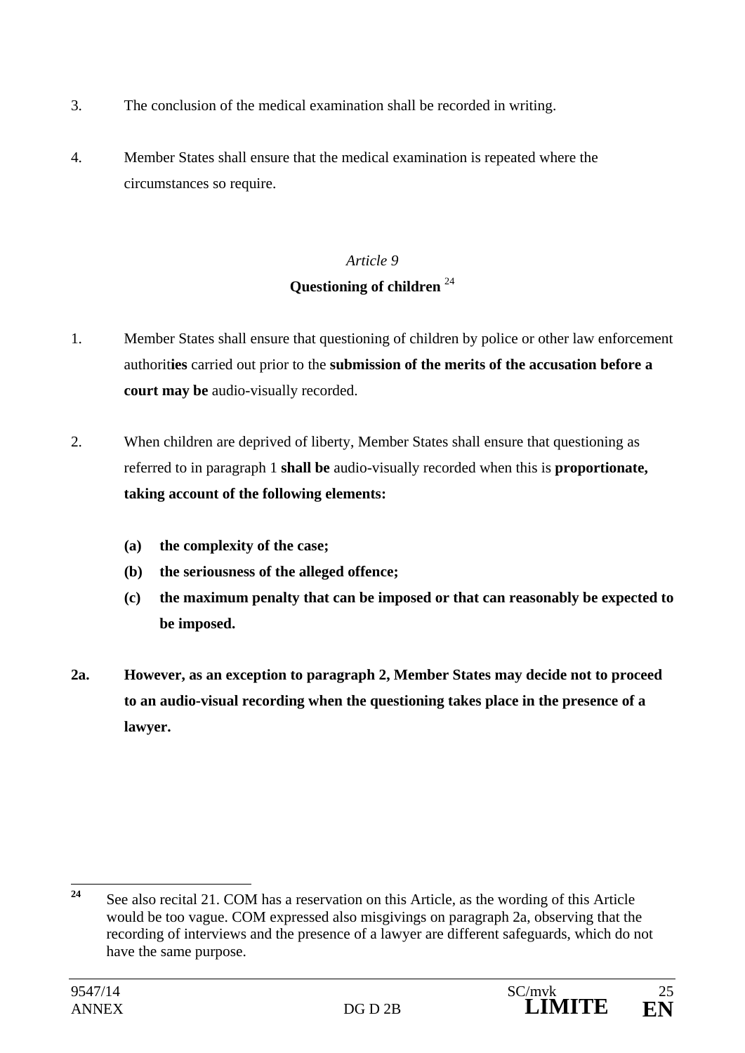3. The conclusion of the medical examination shall be recorded in writing.

4. Member States shall ensure that the medical examination is repeated where the circumstances so require.

*Article 9*

**Questioning of children** [24]

1. Member States shall ensure that questioning of children by police or other law enforcement authorit**ies** carried out prior to the **submission of the merits of the accusation before a court may be** audio-visually recorded.

2. When children are deprived of liberty, Member States shall ensure that questioning as referred to in paragraph 1 **shall be** audio-visually recorded when this is **proportionate, taking account of the following elements:**

   **(a) the complexity of the case;**
   
   **(b) the seriousness of the alleged offence;**
   
   **(c) the maximum penalty that can be imposed or that can reasonably be expected to be imposed.**

**2a. However, as an exception to paragraph 2, Member States may decide not to proceed to an audio-visual recording when the questioning takes place in the presence of a lawyer.**

---

[24] See also recital 21. COM has a reservation on this Article, as the wording of this Article would be too vague. COM expressed also misgivings on paragraph 2a, observing that the recording of interviews and the presence of a lawyer are different safeguards, which do not have the same purpose.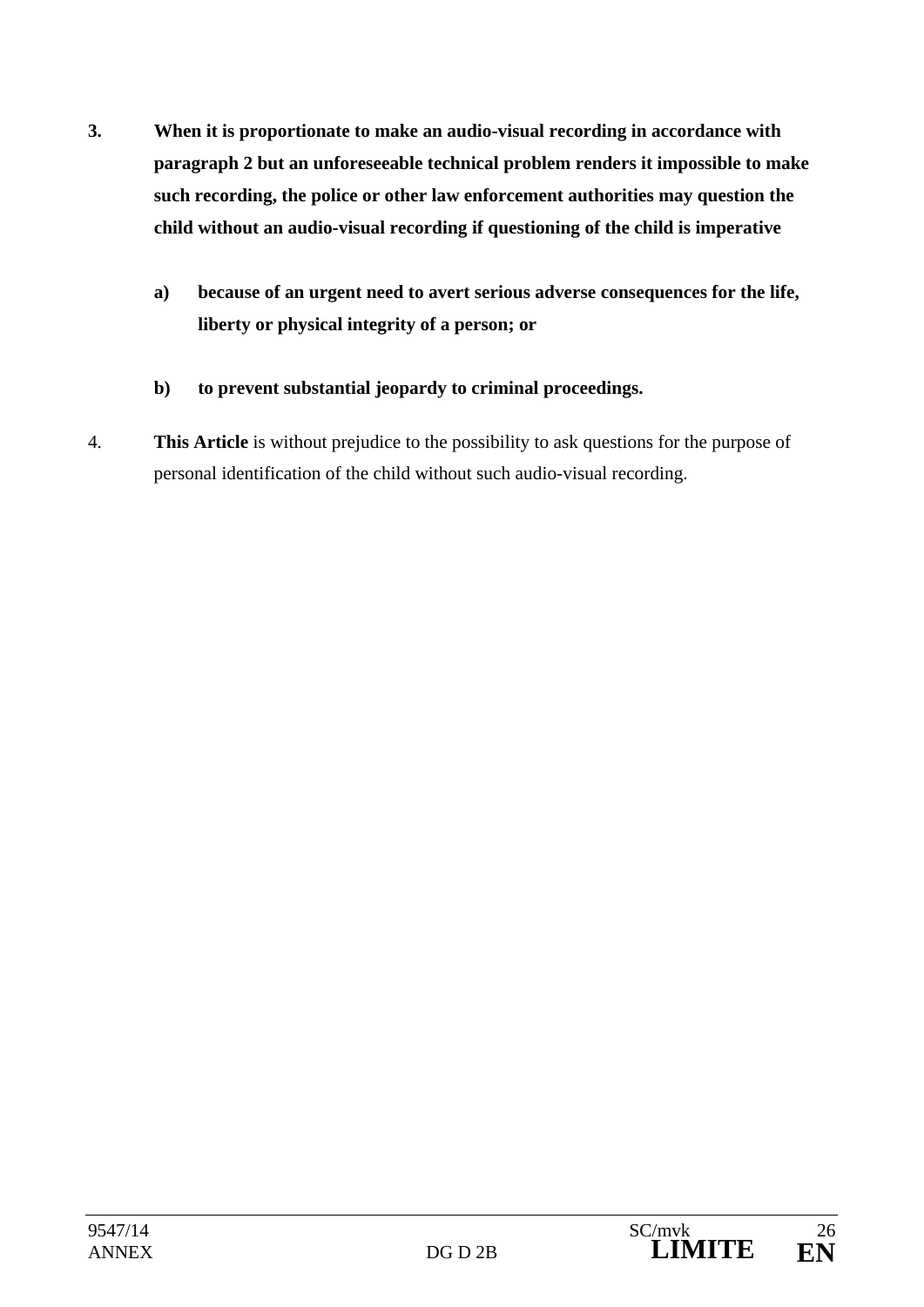**3. When it is proportionate to make an audio-visual recording in accordance with paragraph 2 but an unforeseeable technical problem renders it impossible to make such recording, the police or other law enforcement authorities may question the child without an audio-visual recording if questioning of the child is imperative**

**a) because of an urgent need to avert serious adverse consequences for the life, liberty or physical integrity of a person; or**

**b) to prevent substantial jeopardy to criminal proceedings.**

4. **This Article** is without prejudice to the possibility to ask questions for the purpose of personal identification of the child without such audio-visual recording.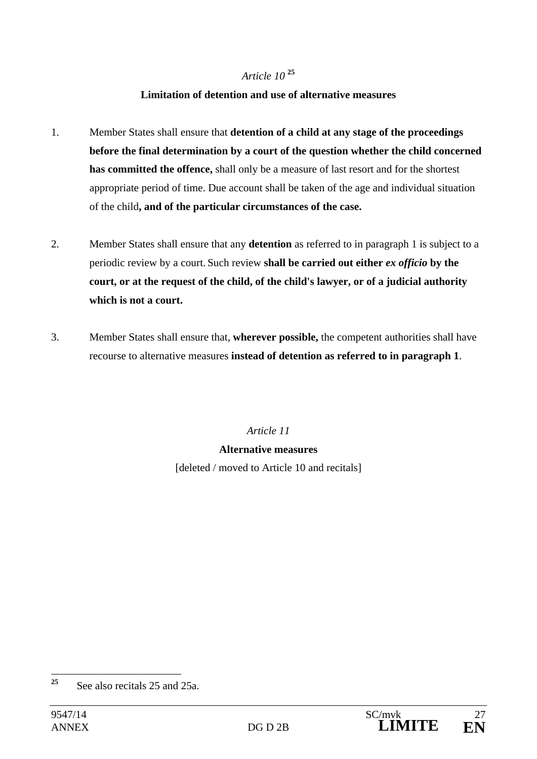*Article 10* [25]

**Limitation of detention and use of alternative measures**

1. Member States shall ensure that **detention of a child at any stage of the proceedings before the final determination by a court of the question whether the child concerned has committed the offence,** shall only be a measure of last resort and for the shortest appropriate period of time. Due account shall be taken of the age and individual situation of the child**, and of the particular circumstances of the case.**

2. Member States shall ensure that any **detention** as referred to in paragraph 1 is subject to a periodic review by a court. Such review **shall be carried out either *ex officio* by the court, or at the request of the child, of the child's lawyer, or of a judicial authority which is not a court.**

3. Member States shall ensure that, **wherever possible,** the competent authorities shall have recourse to alternative measures **instead of detention as referred to in paragraph 1**.

*Article 11*

**Alternative measures**

[deleted / moved to Article 10 and recitals]

---

[25] See also recitals 25 and 25a.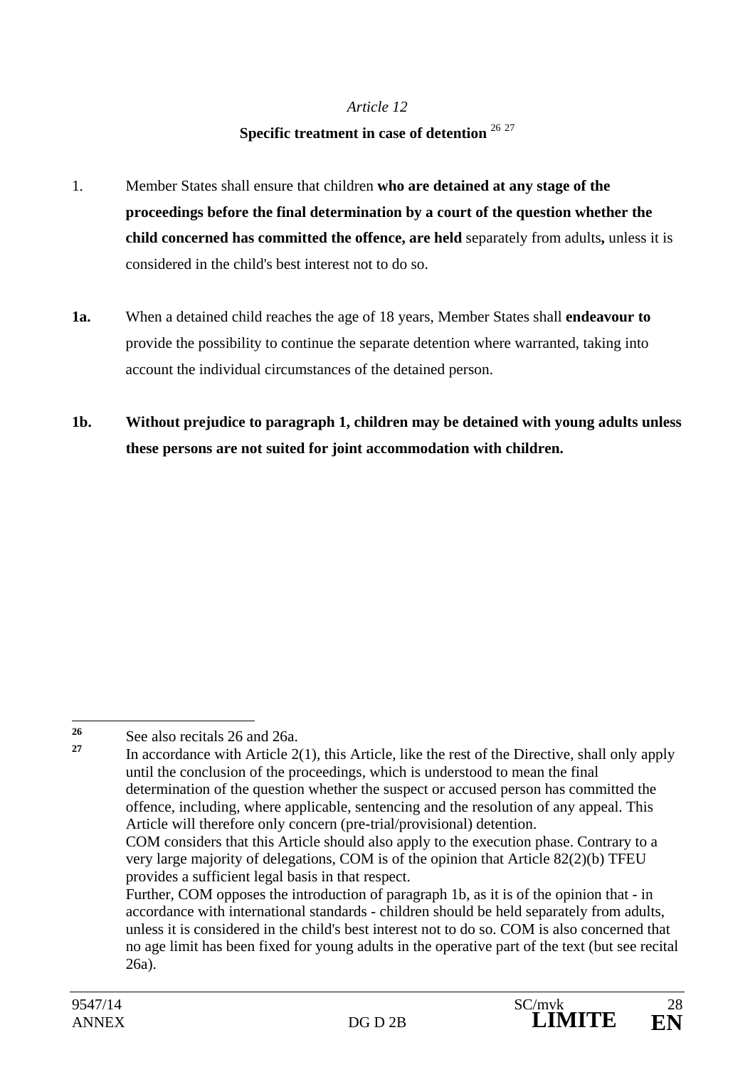*Article 12*

**Specific treatment in case of detention** [26] [27]

1. Member States shall ensure that children **who are detained at any stage of the proceedings before the final determination by a court of the question whether the child concerned has committed the offence, are held** separately from adults**,** unless it is considered in the child's best interest not to do so.

**1a.** When a detained child reaches the age of 18 years, Member States shall **endeavour to** provide the possibility to continue the separate detention where warranted, taking into account the individual circumstances of the detained person.

**1b. Without prejudice to paragraph 1, children may be detained with young adults unless these persons are not suited for joint accommodation with children.**

---

[26] See also recitals 26 and 26a.

[27] In accordance with Article 2(1), this Article, like the rest of the Directive, shall only apply until the conclusion of the proceedings, which is understood to mean the final determination of the question whether the suspect or accused person has committed the offence, including, where applicable, sentencing and the resolution of any appeal. This Article will therefore only concern (pre-trial/provisional) detention.
COM considers that this Article should also apply to the execution phase. Contrary to a very large majority of delegations, COM is of the opinion that Article 82(2)(b) TFEU provides a sufficient legal basis in that respect.
Further, COM opposes the introduction of paragraph 1b, as it is of the opinion that - in accordance with international standards - children should be held separately from adults, unless it is considered in the child's best interest not to do so. COM is also concerned that no age limit has been fixed for young adults in the operative part of the text (but see recital 26a).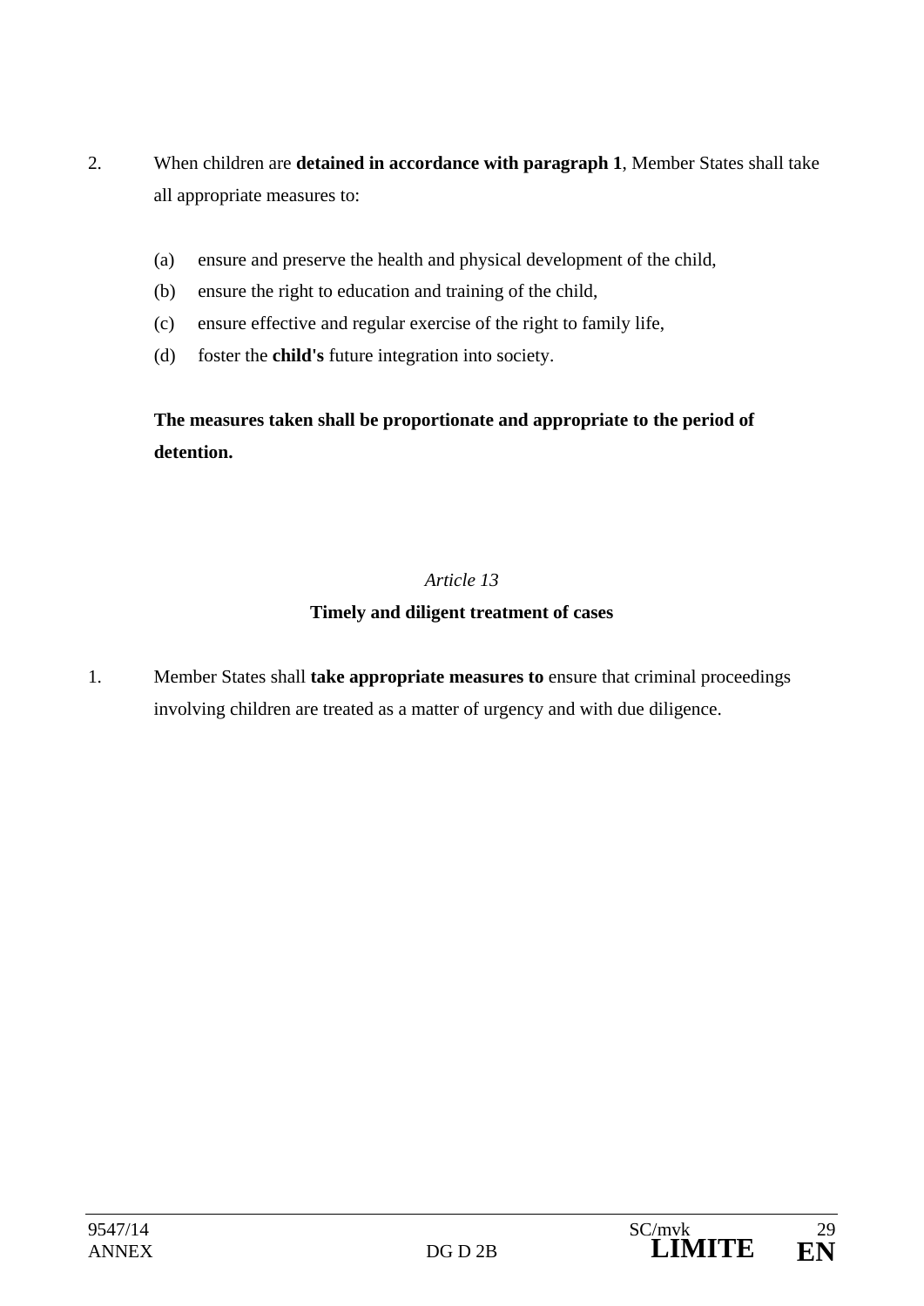2. When children are **detained in accordance with paragraph 1**, Member States shall take all appropriate measures to:

   (a) ensure and preserve the health and physical development of the child,

   (b) ensure the right to education and training of the child,

   (c) ensure effective and regular exercise of the right to family life,

   (d) foster the **child's** future integration into society.

   **The measures taken shall be proportionate and appropriate to the period of detention.**

*Article 13*

**Timely and diligent treatment of cases**

1. Member States shall **take appropriate measures to** ensure that criminal proceedings involving children are treated as a matter of urgency and with due diligence.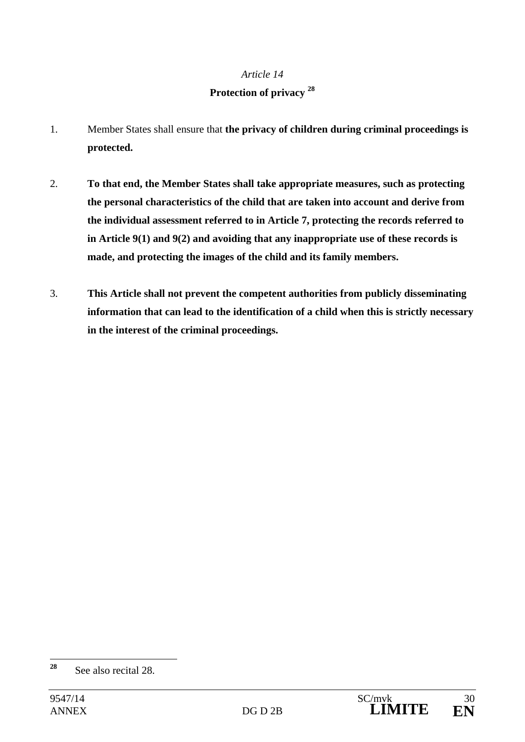*Article 14*

**Protection of privacy** [28]

1. Member States shall ensure that **the privacy of children during criminal proceedings is protected.**

2. **To that end, the Member States shall take appropriate measures, such as protecting the personal characteristics of the child that are taken into account and derive from the individual assessment referred to in Article 7, protecting the records referred to in Article 9(1) and 9(2) and avoiding that any inappropriate use of these records is made, and protecting the images of the child and its family members.**

3. **This Article shall not prevent the competent authorities from publicly disseminating information that can lead to the identification of a child when this is strictly necessary in the interest of the criminal proceedings.**

---

[28] See also recital 28.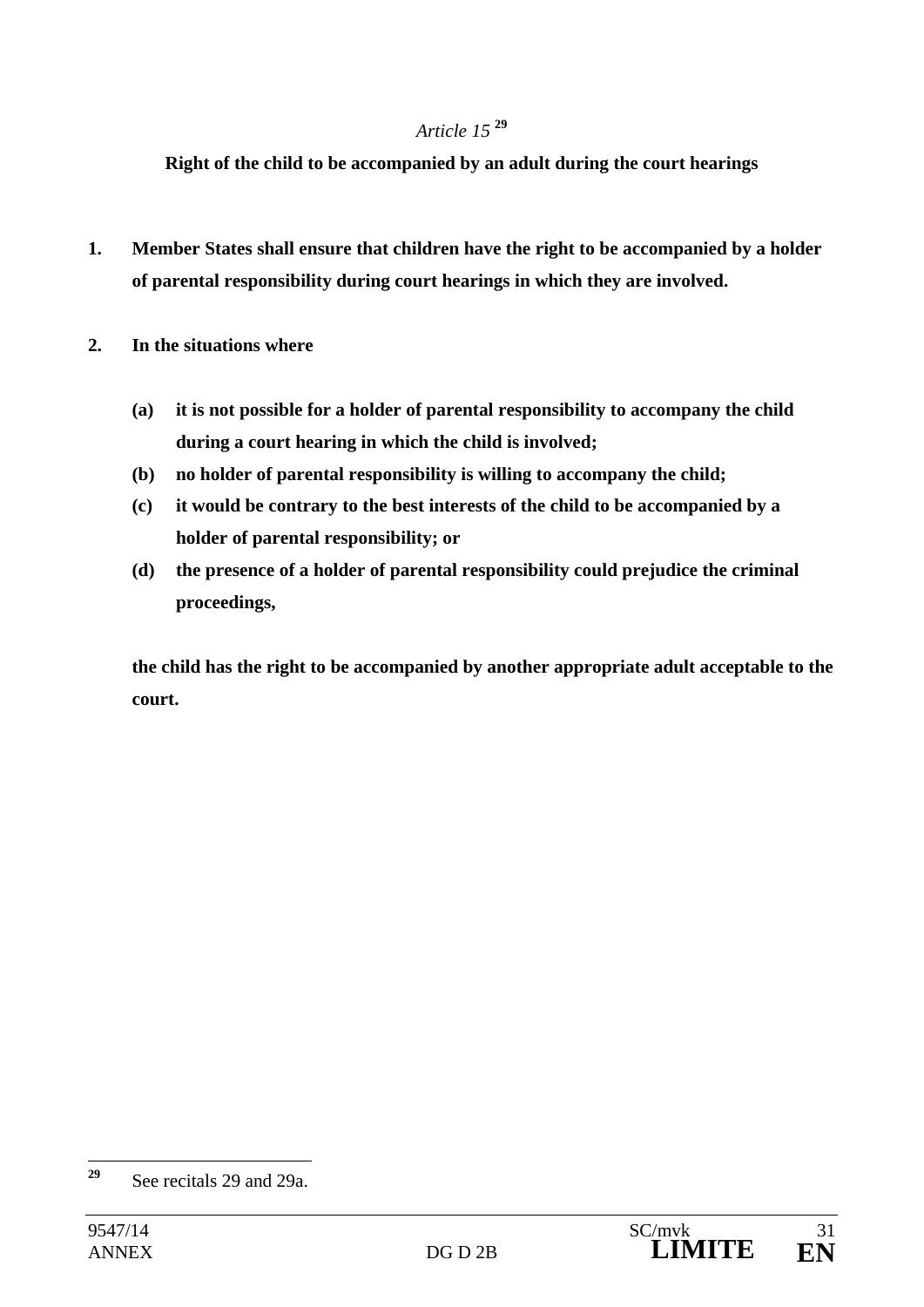*Article 15* [29]

**Right of the child to be accompanied by an adult during the court hearings**

**1. Member States shall ensure that children have the right to be accompanied by a holder of parental responsibility during court hearings in which they are involved.**

**2. In the situations where**

**(a) it is not possible for a holder of parental responsibility to accompany the child during a court hearing in which the child is involved;**

**(b) no holder of parental responsibility is willing to accompany the child;**

**(c) it would be contrary to the best interests of the child to be accompanied by a holder of parental responsibility; or**

**(d) the presence of a holder of parental responsibility could prejudice the criminal proceedings,**

**the child has the right to be accompanied by another appropriate adult acceptable to the court.**

---

[29] See recitals 29 and 29a.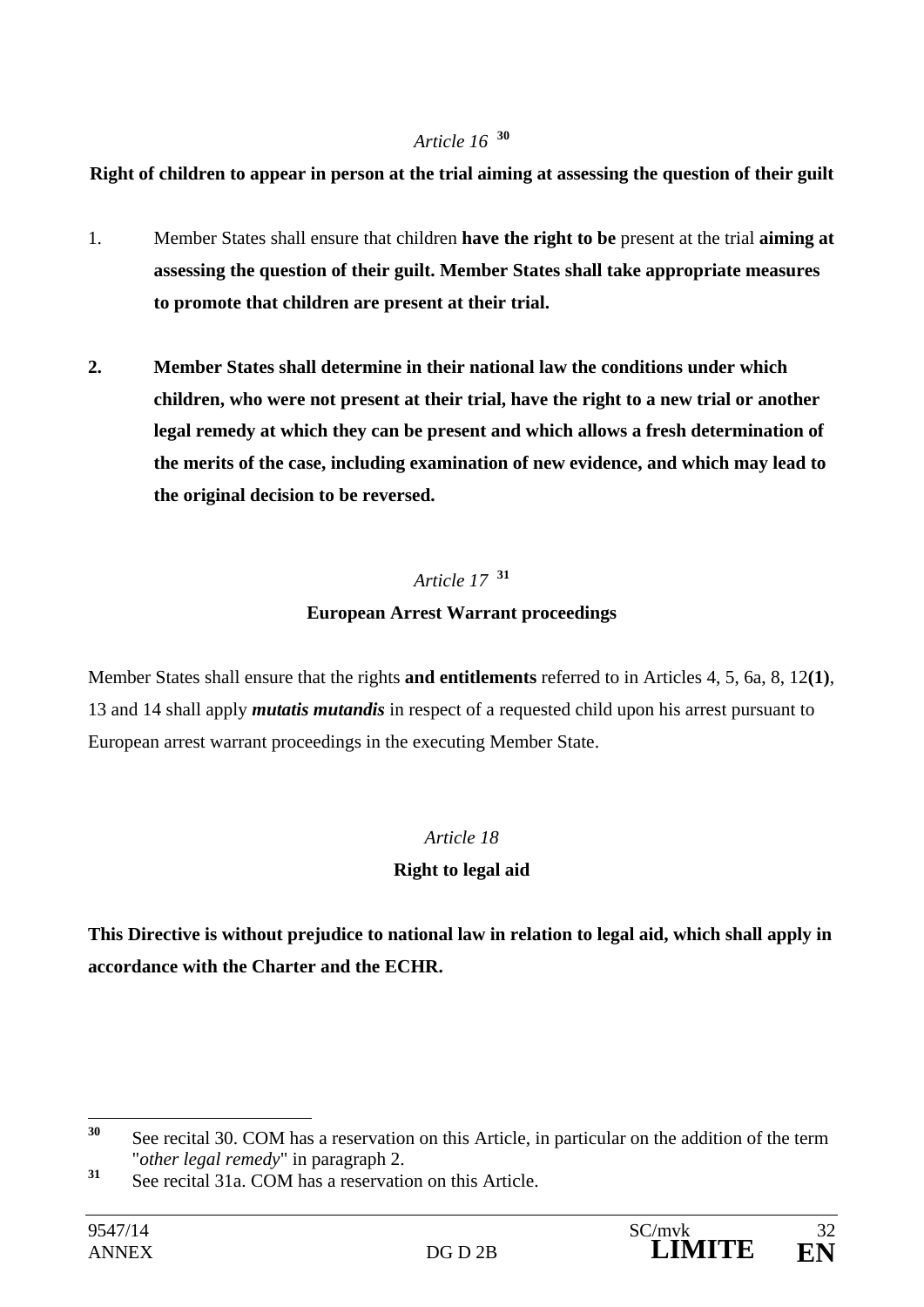*Article 16* [30]

**Right of children to appear in person at the trial aiming at assessing the question of their guilt**

1. Member States shall ensure that children **have the right to be** present at the trial **aiming at assessing the question of their guilt. Member States shall take appropriate measures to promote that children are present at their trial.**

**2. Member States shall determine in their national law the conditions under which children, who were not present at their trial, have the right to a new trial or another legal remedy at which they can be present and which allows a fresh determination of the merits of the case, including examination of new evidence, and which may lead to the original decision to be reversed.**

*Article 17* [31]

**European Arrest Warrant proceedings**

Member States shall ensure that the rights **and entitlements** referred to in Articles 4, 5, 6a, 8, 12**(1)**, 13 and 14 shall apply ***mutatis mutandis*** in respect of a requested child upon his arrest pursuant to European arrest warrant proceedings in the executing Member State.

*Article 18*

**Right to legal aid**

**This Directive is without prejudice to national law in relation to legal aid, which shall apply in accordance with the Charter and the ECHR.**

---

[30] See recital 30. COM has a reservation on this Article, in particular on the addition of the term "*other legal remedy*" in paragraph 2.

[31] See recital 31a. COM has a reservation on this Article.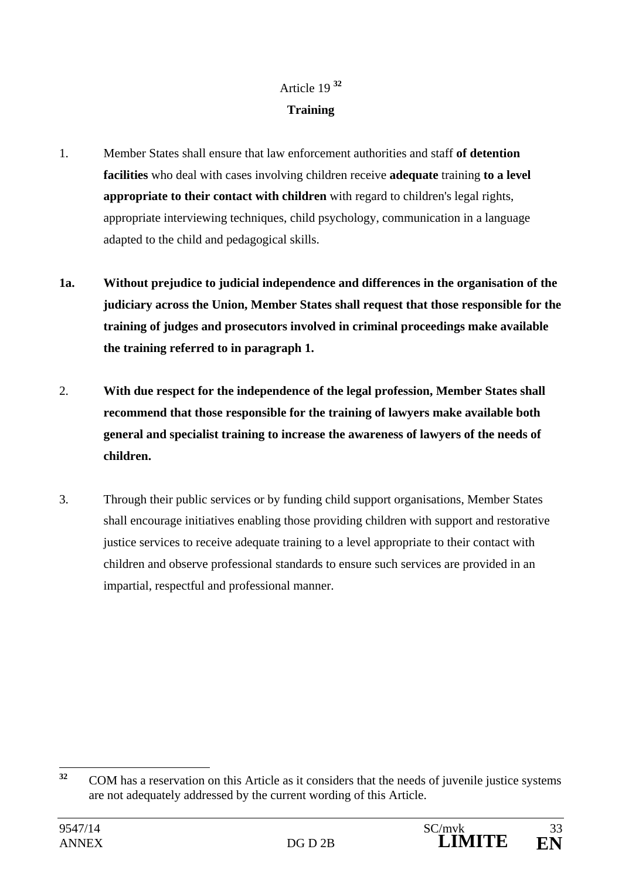Article 19 [32]

**Training**

1. Member States shall ensure that law enforcement authorities and staff **of detention facilities** who deal with cases involving children receive **adequate** training **to a level appropriate to their contact with children** with regard to children's legal rights, appropriate interviewing techniques, child psychology, communication in a language adapted to the child and pedagogical skills.

**1a. Without prejudice to judicial independence and differences in the organisation of the judiciary across the Union, Member States shall request that those responsible for the training of judges and prosecutors involved in criminal proceedings make available the training referred to in paragraph 1.**

2. **With due respect for the independence of the legal profession, Member States shall recommend that those responsible for the training of lawyers make available both general and specialist training to increase the awareness of lawyers of the needs of children.**

3. Through their public services or by funding child support organisations, Member States shall encourage initiatives enabling those providing children with support and restorative justice services to receive adequate training to a level appropriate to their contact with children and observe professional standards to ensure such services are provided in an impartial, respectful and professional manner.

---

[32] COM has a reservation on this Article as it considers that the needs of juvenile justice systems are not adequately addressed by the current wording of this Article.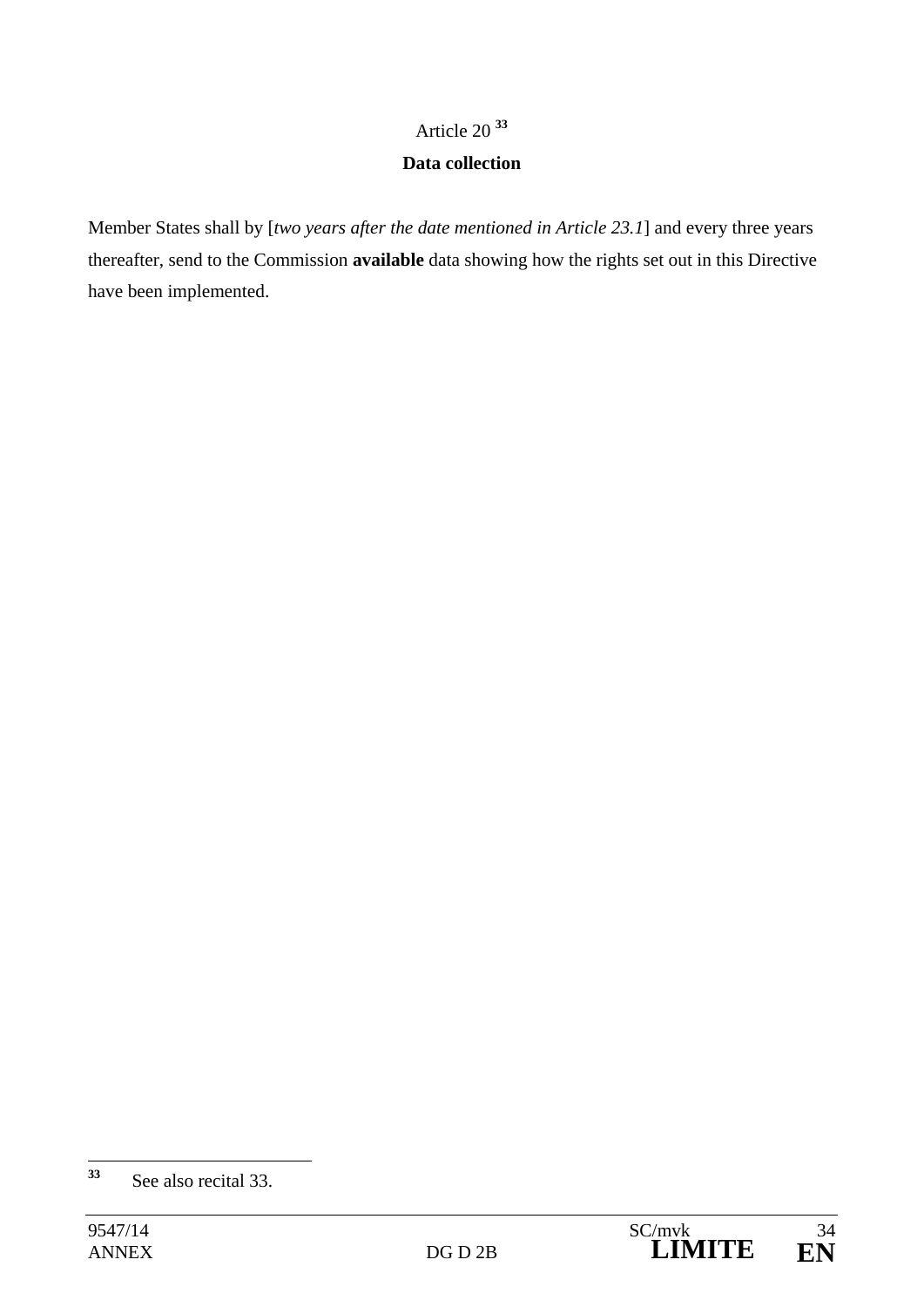Article 20 [33]

**Data collection**

Member States shall by [*two years after the date mentioned in Article 23.1*] and every three years thereafter, send to the Commission **available** data showing how the rights set out in this Directive have been implemented.

[33] See also recital 33.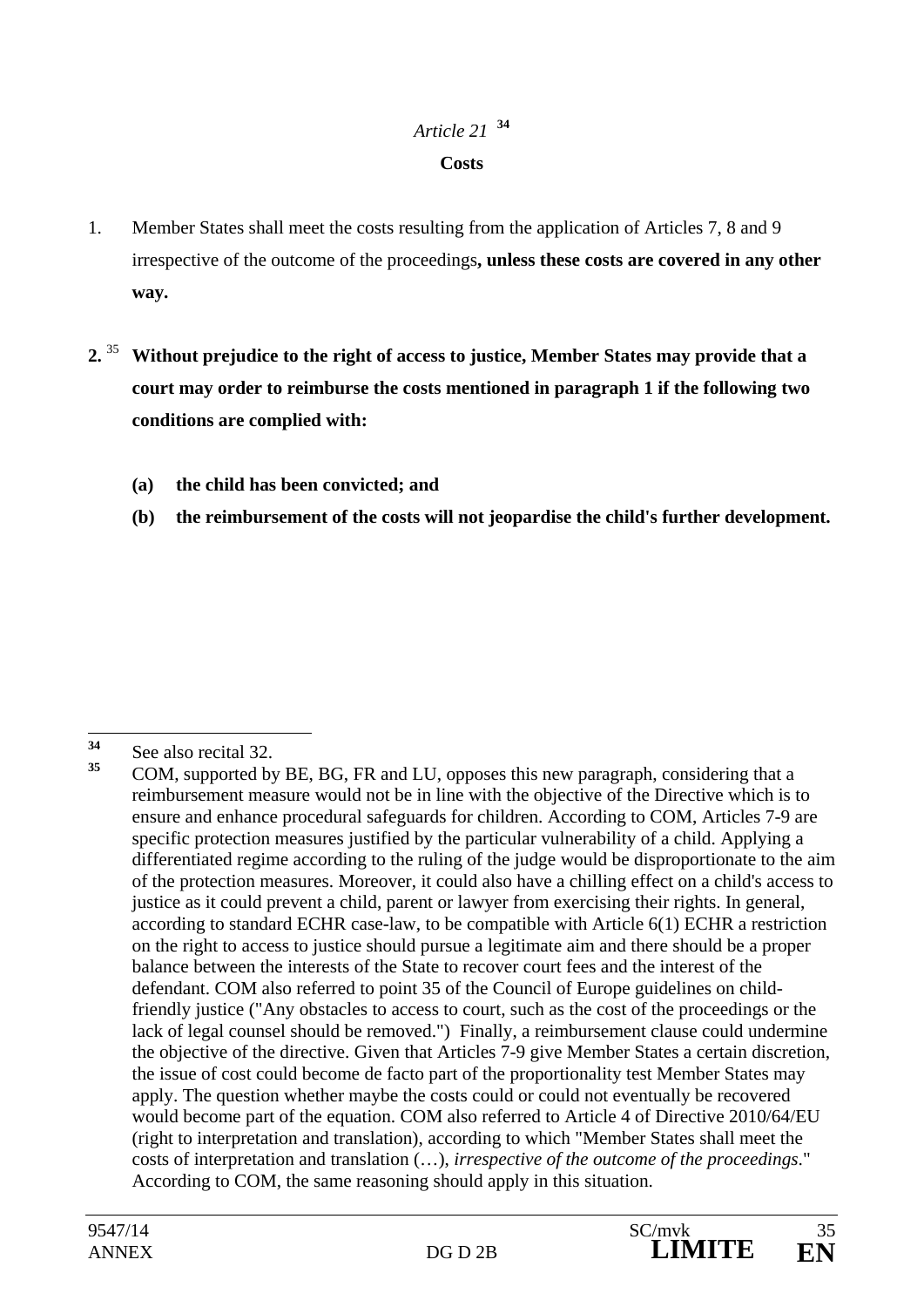*Article 21* [34]

**Costs**

1. Member States shall meet the costs resulting from the application of Articles 7, 8 and 9 irrespective of the outcome of the proceedings**, unless these costs are covered in any other way.**

**2.** [35] **Without prejudice to the right of access to justice, Member States may provide that a court may order to reimburse the costs mentioned in paragraph 1 if the following two conditions are complied with:**

**(a) the child has been convicted; and**

**(b) the reimbursement of the costs will not jeopardise the child's further development.**

---

[34] See also recital 32.

[35] COM, supported by BE, BG, FR and LU, opposes this new paragraph, considering that a reimbursement measure would not be in line with the objective of the Directive which is to ensure and enhance procedural safeguards for children. According to COM, Articles 7-9 are specific protection measures justified by the particular vulnerability of a child. Applying a differentiated regime according to the ruling of the judge would be disproportionate to the aim of the protection measures. Moreover, it could also have a chilling effect on a child's access to justice as it could prevent a child, parent or lawyer from exercising their rights. In general, according to standard ECHR case-law, to be compatible with Article 6(1) ECHR a restriction on the right to access to justice should pursue a legitimate aim and there should be a proper balance between the interests of the State to recover court fees and the interest of the defendant. COM also referred to point 35 of the Council of Europe guidelines on child-friendly justice ("Any obstacles to access to court, such as the cost of the proceedings or the lack of legal counsel should be removed.") Finally, a reimbursement clause could undermine the objective of the directive. Given that Articles 7-9 give Member States a certain discretion, the issue of cost could become de facto part of the proportionality test Member States may apply. The question whether maybe the costs could or could not eventually be recovered would become part of the equation. COM also referred to Article 4 of Directive 2010/64/EU (right to interpretation and translation), according to which "Member States shall meet the costs of interpretation and translation (…), *irrespective of the outcome of the proceedings*." According to COM, the same reasoning should apply in this situation.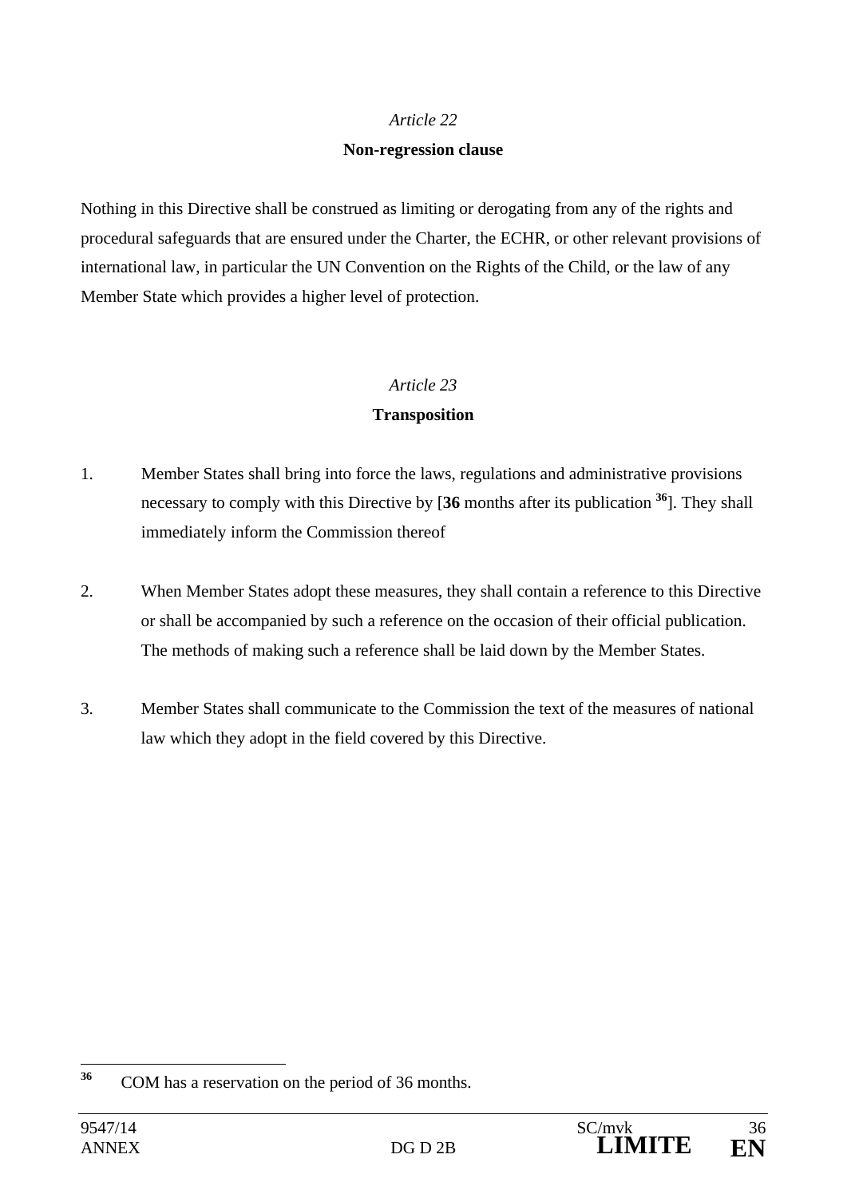*Article 22*

**Non-regression clause**

Nothing in this Directive shall be construed as limiting or derogating from any of the rights and procedural safeguards that are ensured under the Charter, the ECHR, or other relevant provisions of international law, in particular the UN Convention on the Rights of the Child, or the law of any Member State which provides a higher level of protection.

*Article 23*

**Transposition**

1. Member States shall bring into force the laws, regulations and administrative provisions necessary to comply with this Directive by [**36** months after its publication [36]]. They shall immediately inform the Commission thereof

2. When Member States adopt these measures, they shall contain a reference to this Directive or shall be accompanied by such a reference on the occasion of their official publication. The methods of making such a reference shall be laid down by the Member States.

3. Member States shall communicate to the Commission the text of the measures of national law which they adopt in the field covered by this Directive.

---

[36] COM has a reservation on the period of 36 months.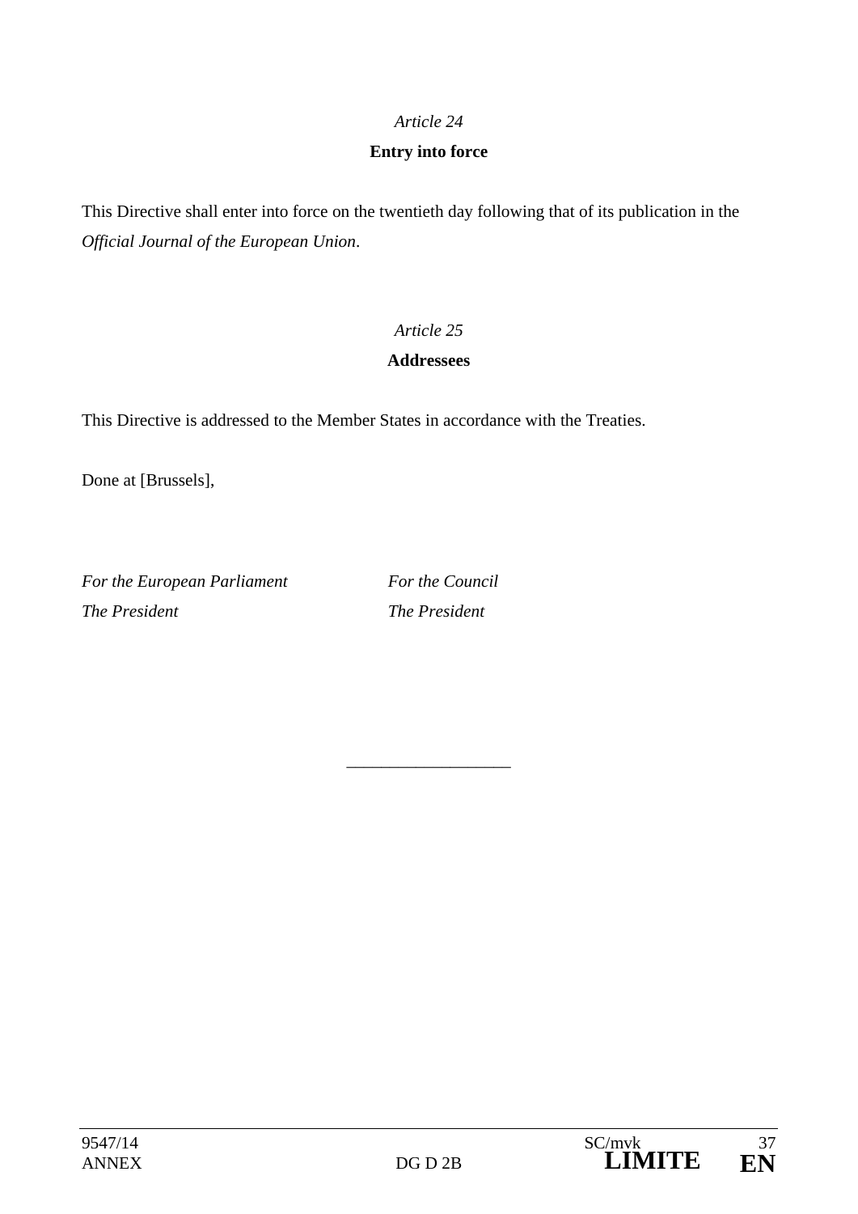*Article 24*

**Entry into force**

This Directive shall enter into force on the twentieth day following that of its publication in the *Official Journal of the European Union*.

*Article 25*

**Addressees**

This Directive is addressed to the Member States in accordance with the Treaties.

Done at [Brussels],

*For the European Parliament*
*The President*

*For the Council*
*The President*

___________________